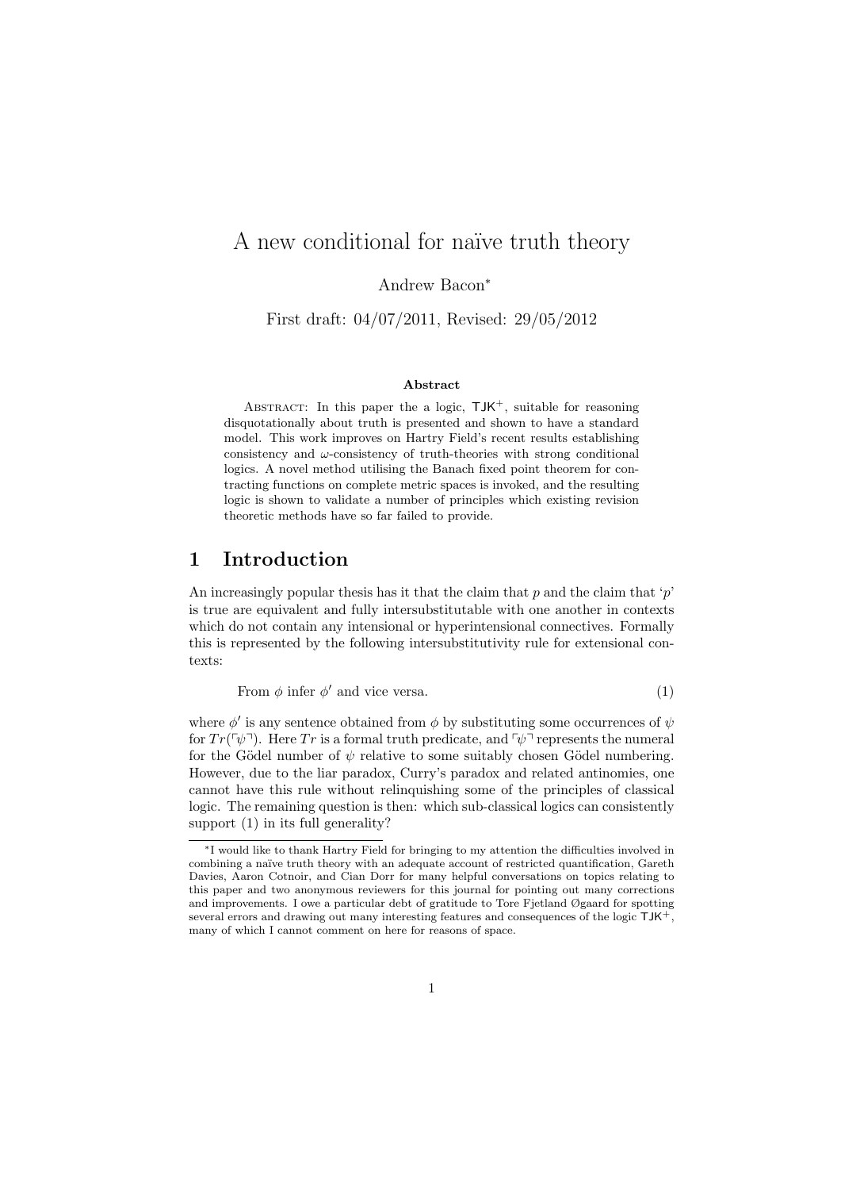# A new conditional for naïve truth theory

Andrew Bacon[*]

First draft: 04/07/2011, Revised: 29/05/2012

### Abstract

Abstract: In this paper the a logic, $\mathsf{TJK}^+$, suitable for reasoning disquotationally about truth is presented and shown to have a standard model. This work improves on Hartry Field's recent results establishing consistency and $\omega$-consistency of truth-theories with strong conditional logics. A novel method utilising the Banach fixed point theorem for contracting functions on complete metric spaces is invoked, and the resulting logic is shown to validate a number of principles which existing revision theoretic methods have so far failed to provide.

## 1 Introduction

An increasingly popular thesis has it that the claim that $p$ and the claim that '$p$' is true are equivalent and fully intersubstitutable with one another in contexts which do not contain any intensional or hyperintensional connectives. Formally this is represented by the following intersubstitutivity rule for extensional contexts:

$$\text{From } \phi \text{ infer } \phi' \text{ and vice versa.} \tag{1}$$

where $\phi'$ is any sentence obtained from $\phi$ by substituting some occurrences of $\psi$ for $Tr(\ulcorner\psi\urcorner)$. Here $Tr$ is a formal truth predicate, and $\ulcorner\psi\urcorner$ represents the numeral for the Gödel number of $\psi$ relative to some suitably chosen Gödel numbering. However, due to the liar paradox, Curry's paradox and related antinomies, one cannot have this rule without relinquishing some of the principles of classical logic. The remaining question is then: which sub-classical logics can consistently support (1) in its full generality?

---

[*] I would like to thank Hartry Field for bringing to my attention the difficulties involved in combining a naïve truth theory with an adequate account of restricted quantification, Gareth Davies, Aaron Cotnoir, and Cian Dorr for many helpful conversations on topics relating to this paper and two anonymous reviewers for this journal for pointing out many corrections and improvements. I owe a particular debt of gratitude to Tore Fjetland Øgaard for spotting several errors and drawing out many interesting features and consequences of the logic $\mathsf{TJK}^+$, many of which I cannot comment on here for reasons of space.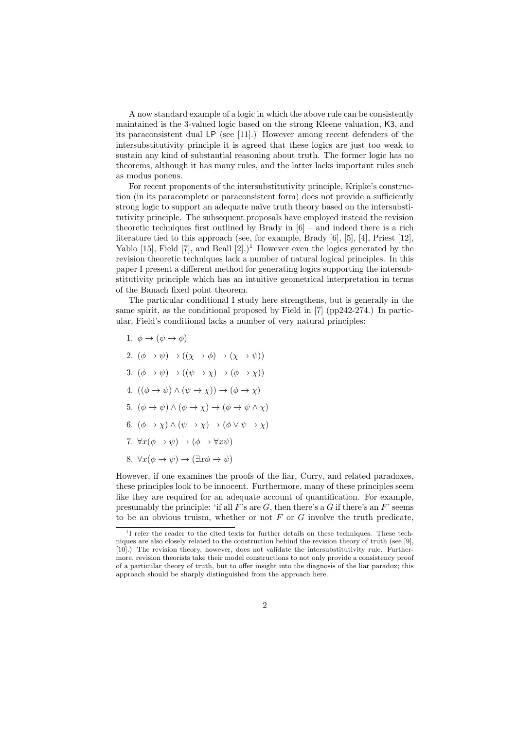A now standard example of a logic in which the above rule can be consistently maintained is the 3-valued logic based on the strong Kleene valuation, K3, and its paraconsistent dual LP (see [11].) However among recent defenders of the intersubstitutivity principle it is agreed that these logics are just too weak to sustain any kind of substantial reasoning about truth. The former logic has no theorems, although it has many rules, and the latter lacks important rules such as modus ponens.

For recent proponents of the intersubstitutivity principle, Kripke's construction (in its paracomplete or paraconsistent form) does not provide a sufficiently strong logic to support an adequate naïve truth theory based on the intersubstitutivity principle. The subsequent proposals have employed instead the revision theoretic techniques first outlined by Brady in [6] – and indeed there is a rich literature tied to this approach (see, for example, Brady [6], [5], [4], Priest [12], Yablo [15], Field [7], and Beall [2].)[1] However even the logics generated by the revision theoretic techniques lack a number of natural logical principles. In this paper I present a different method for generating logics supporting the intersubstitutivity principle which has an intuitive geometrical interpretation in terms of the Banach fixed point theorem.

The particular conditional I study here strengthens, but is generally in the same spirit, as the conditional proposed by Field in [7] (pp242-274.) In particular, Field's conditional lacks a number of very natural principles:

1. $\phi \to (\psi \to \phi)$
2. $(\phi \to \psi) \to ((\chi \to \phi) \to (\chi \to \psi))$
3. $(\phi \to \psi) \to ((\psi \to \chi) \to (\phi \to \chi))$
4. $((\phi \to \psi) \wedge (\psi \to \chi)) \to (\phi \to \chi)$
5. $(\phi \to \psi) \wedge (\phi \to \chi) \to (\phi \to \psi \wedge \chi)$
6. $(\phi \to \chi) \wedge (\psi \to \chi) \to (\phi \vee \psi \to \chi)$
7. $\forall x(\phi \to \psi) \to (\phi \to \forall x\psi)$
8. $\forall x(\phi \to \psi) \to (\exists x\phi \to \psi)$

However, if one examines the proofs of the liar, Curry, and related paradoxes, these principles look to be innocent. Furthermore, many of these principles seem like they are required for an adequate account of quantification. For example, presumably the principle: 'if all $F$'s are $G$, then there's a $G$ if there's an $F$' seems to be an obvious truism, whether or not $F$ or $G$ involve the truth predicate,

[1] I refer the reader to the cited texts for further details on these techniques. These techniques are also closely related to the construction behind the revision theory of truth (see [9], [10].) The revision theory, however, does not validate the intersubstitutivity rule. Furthermore, revision theorists take their model constructions to not only provide a consistency proof of a particular theory of truth, but to offer insight into the diagnosis of the liar paradox; this approach should be sharply distinguished from the approach here.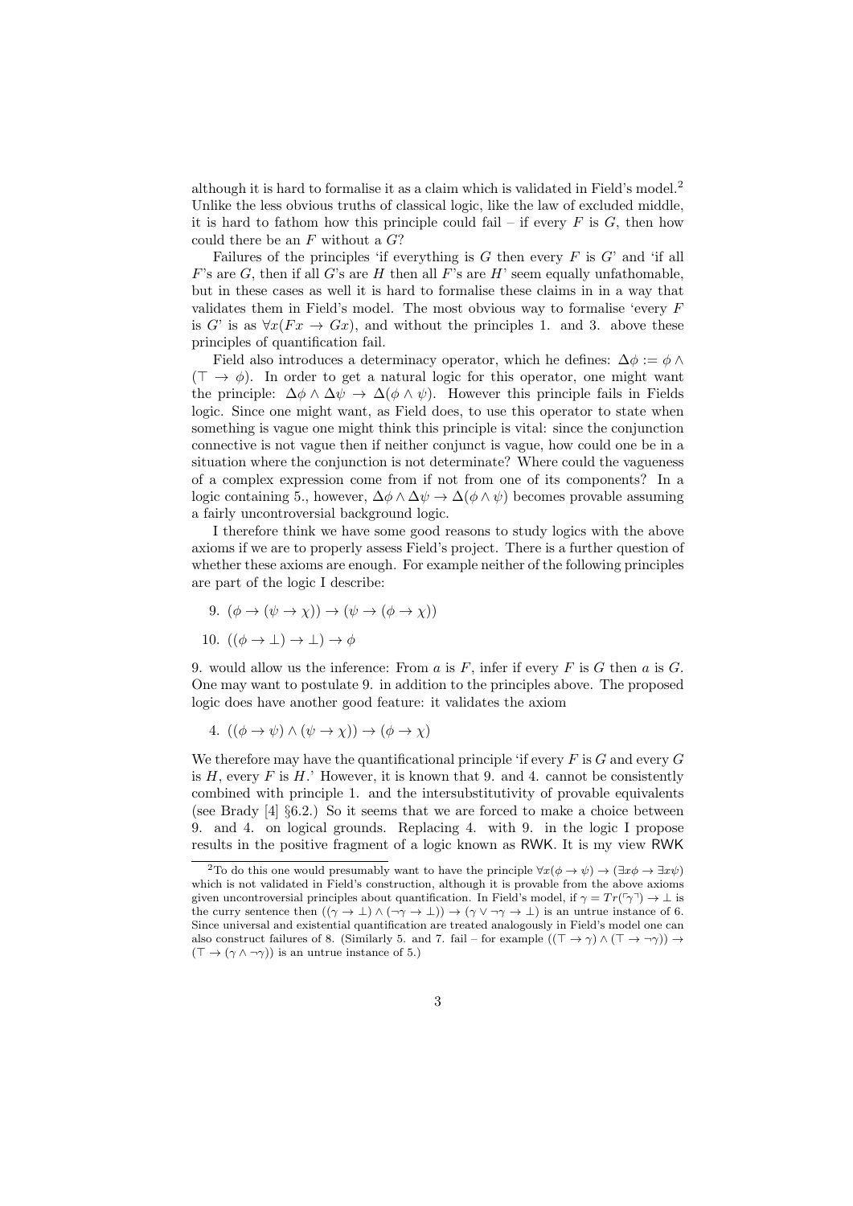although it is hard to formalise it as a claim which is validated in Field's model.[2] Unlike the less obvious truths of classical logic, like the law of excluded middle, it is hard to fathom how this principle could fail – if every $F$ is $G$, then how could there be an $F$ without a $G$?

Failures of the principles 'if everything is $G$ then every $F$ is $G$' and 'if all $F$'s are $G$, then if all $G$'s are $H$ then all $F$'s are $H$' seem equally unfathomable, but in these cases as well it is hard to formalise these claims in in a way that validates them in Field's model. The most obvious way to formalise 'every $F$ is $G$' is as $\forall x(Fx \to Gx)$, and without the principles 1. and 3. above these principles of quantification fail.

Field also introduces a determinacy operator, which he defines: $\Delta\phi := \phi \wedge (\top \to \phi)$. In order to get a natural logic for this operator, one might want the principle: $\Delta\phi \wedge \Delta\psi \to \Delta(\phi \wedge \psi)$. However this principle fails in Fields logic. Since one might want, as Field does, to use this operator to state when something is vague one might think this principle is vital: since the conjunction connective is not vague then if neither conjunct is vague, how could one be in a situation where the conjunction is not determinate? Where could the vagueness of a complex expression come from if not from one of its components? In a logic containing 5., however, $\Delta\phi \wedge \Delta\psi \to \Delta(\phi \wedge \psi)$ becomes provable assuming a fairly uncontroversial background logic.

I therefore think we have some good reasons to study logics with the above axioms if we are to properly assess Field's project. There is a further question of whether these axioms are enough. For example neither of the following principles are part of the logic I describe:

9. $(\phi \to (\psi \to \chi)) \to (\psi \to (\phi \to \chi))$

10. $((\phi \to \bot) \to \bot) \to \phi$

9. would allow us the inference: From $a$ is $F$, infer if every $F$ is $G$ then $a$ is $G$. One may want to postulate 9. in addition to the principles above. The proposed logic does have another good feature: it validates the axiom

4. $((\phi \to \psi) \wedge (\psi \to \chi)) \to (\phi \to \chi)$

We therefore may have the quantificational principle 'if every $F$ is $G$ and every $G$ is $H$, every $F$ is $H$.' However, it is known that 9. and 4. cannot be consistently combined with principle 1. and the intersubstitutivity of provable equivalents (see Brady [4] §6.2.) So it seems that we are forced to make a choice between 9. and 4. on logical grounds. Replacing 4. with 9. in the logic I propose results in the positive fragment of a logic known as RWK. It is my view RWK

[2] To do this one would presumably want to have the principle $\forall x(\phi \to \psi) \to (\exists x\phi \to \exists x\psi)$ which is not validated in Field's construction, although it is provable from the above axioms given uncontroversial principles about quantification. In Field's model, if $\gamma = Tr(\ulcorner\gamma\urcorner) \to \bot$ is the curry sentence then $((\gamma \to \bot) \wedge (\neg\gamma \to \bot)) \to (\gamma \vee \neg\gamma \to \bot)$ is an untrue instance of 6. Since universal and existential quantification are treated analogously in Field's model one can also construct failures of 8. (Similarly 5. and 7. fail – for example $((\top \to \gamma) \wedge (\top \to \neg\gamma)) \to (\top \to (\gamma \wedge \neg\gamma))$ is an untrue instance of 5.)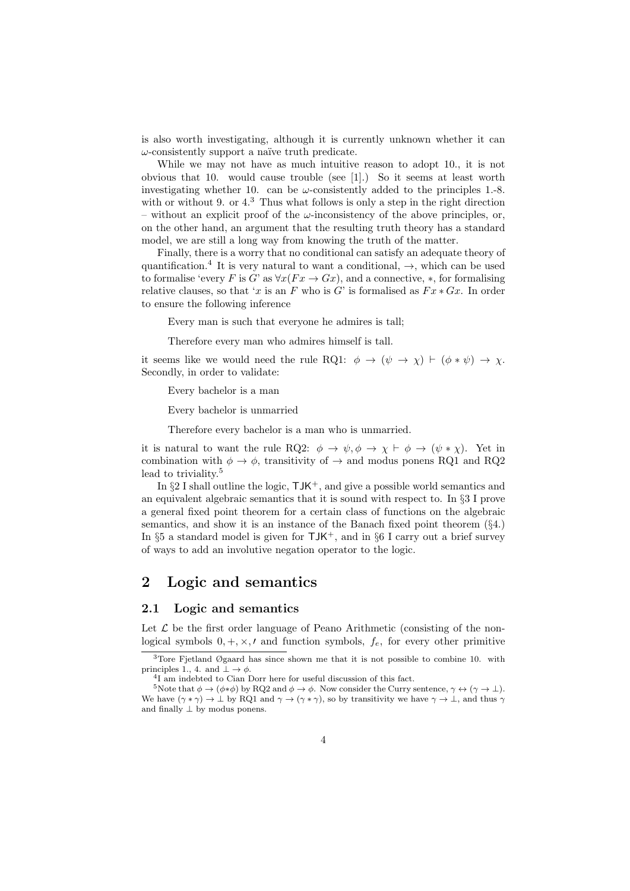is also worth investigating, although it is currently unknown whether it can $\omega$-consistently support a naïve truth predicate.

While we may not have as much intuitive reason to adopt 10., it is not obvious that 10. would cause trouble (see [1].) So it seems at least worth investigating whether 10. can be $\omega$-consistently added to the principles 1.-8. with or without 9. or 4.[3] Thus what follows is only a step in the right direction – without an explicit proof of the $\omega$-inconsistency of the above principles, or, on the other hand, an argument that the resulting truth theory has a standard model, we are still a long way from knowing the truth of the matter.

Finally, there is a worry that no conditional can satisfy an adequate theory of quantification.[4] It is very natural to want a conditional, $\rightarrow$, which can be used to formalise 'every $F$ is $G$' as $\forall x(Fx \rightarrow Gx)$, and a connective, $*$, for formalising relative clauses, so that '$x$ is an $F$ who is $G$' is formalised as $Fx * Gx$. In order to ensure the following inference

> Every man is such that everyone he admires is tall;
>
> Therefore every man who admires himself is tall.

it seems like we would need the rule RQ1: $\phi \rightarrow (\psi \rightarrow \chi) \vdash (\phi * \psi) \rightarrow \chi$. Secondly, in order to validate:

> Every bachelor is a man
>
> Every bachelor is unmarried
>
> Therefore every bachelor is a man who is unmarried.

it is natural to want the rule RQ2: $\phi \rightarrow \psi, \phi \rightarrow \chi \vdash \phi \rightarrow (\psi * \chi)$. Yet in combination with $\phi \rightarrow \phi$, transitivity of $\rightarrow$ and modus ponens RQ1 and RQ2 lead to triviality.[5]

In §2 I shall outline the logic, $\mathsf{TJK}^+$, and give a possible world semantics and an equivalent algebraic semantics that it is sound with respect to. In §3 I prove a general fixed point theorem for a certain class of functions on the algebraic semantics, and show it is an instance of the Banach fixed point theorem (§4.) In §5 a standard model is given for $\mathsf{TJK}^+$, and in §6 I carry out a brief survey of ways to add an involutive negation operator to the logic.

## 2 Logic and semantics

### 2.1 Logic and semantics

Let $\mathcal{L}$ be the first order language of Peano Arithmetic (consisting of the non-logical symbols $0, +, \times, '$ and function symbols, $f_e$, for every other primitive

---

[3] Tore Fjetland Øgaard has since shown me that it is not possible to combine 10. with principles 1., 4. and $\bot \rightarrow \phi$.

[4] I am indebted to Cian Dorr here for useful discussion of this fact.

[5] Note that $\phi \rightarrow (\phi * \phi)$ by RQ2 and $\phi \rightarrow \phi$. Now consider the Curry sentence, $\gamma \leftrightarrow (\gamma \rightarrow \bot)$. We have $(\gamma * \gamma) \rightarrow \bot$ by RQ1 and $\gamma \rightarrow (\gamma * \gamma)$, so by transitivity we have $\gamma \rightarrow \bot$, and thus $\gamma$ and finally $\bot$ by modus ponens.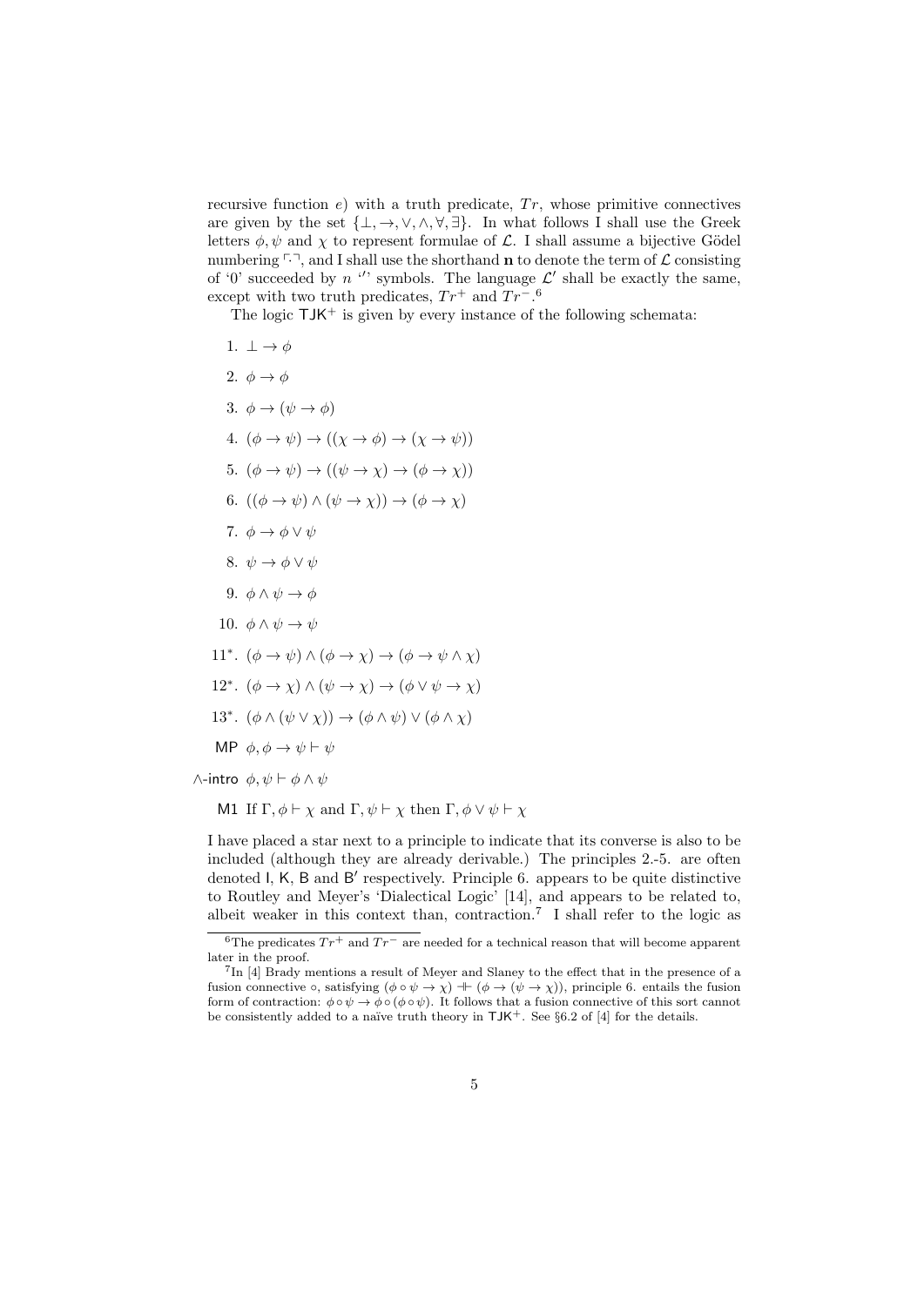recursive function $e$) with a truth predicate, $Tr$, whose primitive connectives are given by the set $\{\bot, \rightarrow, \vee, \wedge, \forall, \exists\}$. In what follows I shall use the Greek letters $\phi, \psi$ and $\chi$ to represent formulae of $\mathcal{L}$. I shall assume a bijective Gödel numbering $\ulcorner \cdot \urcorner$, and I shall use the shorthand $\mathbf{n}$ to denote the term of $\mathcal{L}$ consisting of '0' succeeded by $n$ ''' symbols. The language $\mathcal{L}'$ shall be exactly the same, except with two truth predicates, $Tr^+$ and $Tr^-$.[6]

The logic $\mathsf{TJK}^+$ is given by every instance of the following schemata:

1. $\bot \rightarrow \phi$
2. $\phi \rightarrow \phi$
3. $\phi \rightarrow (\psi \rightarrow \phi)$
4. $(\phi \rightarrow \psi) \rightarrow ((\chi \rightarrow \phi) \rightarrow (\chi \rightarrow \psi))$
5. $(\phi \rightarrow \psi) \rightarrow ((\psi \rightarrow \chi) \rightarrow (\phi \rightarrow \chi))$
6. $((\phi \rightarrow \psi) \wedge (\psi \rightarrow \chi)) \rightarrow (\phi \rightarrow \chi)$
7. $\phi \rightarrow \phi \vee \psi$
8. $\psi \rightarrow \phi \vee \psi$
9. $\phi \wedge \psi \rightarrow \phi$
10. $\phi \wedge \psi \rightarrow \psi$

11*. $(\phi \rightarrow \psi) \wedge (\phi \rightarrow \chi) \rightarrow (\phi \rightarrow \psi \wedge \chi)$

12*. $(\phi \rightarrow \chi) \wedge (\psi \rightarrow \chi) \rightarrow (\phi \vee \psi \rightarrow \chi)$

13*. $(\phi \wedge (\psi \vee \chi)) \rightarrow (\phi \wedge \psi) \vee (\phi \wedge \chi)$

MP $\phi, \phi \rightarrow \psi \vdash \psi$

$\wedge$-intro $\phi, \psi \vdash \phi \wedge \psi$

M1 If $\Gamma, \phi \vdash \chi$ and $\Gamma, \psi \vdash \chi$ then $\Gamma, \phi \vee \psi \vdash \chi$

I have placed a star next to a principle to indicate that its converse is also to be included (although they are already derivable.) The principles 2.-5. are often denoted I, K, B and B$'$ respectively. Principle 6. appears to be quite distinctive to Routley and Meyer's 'Dialectical Logic' [14], and appears to be related to, albeit weaker in this context than, contraction.[7] I shall refer to the logic as

[6] The predicates $Tr^+$ and $Tr^-$ are needed for a technical reason that will become apparent later in the proof.

[7] In [4] Brady mentions a result of Meyer and Slaney to the effect that in the presence of a fusion connective $\circ$, satisfying $(\phi \circ \psi \rightarrow \chi) \dashv\vdash (\phi \rightarrow (\psi \rightarrow \chi))$, principle 6. entails the fusion form of contraction: $\phi \circ \psi \rightarrow \phi \circ (\phi \circ \psi)$. It follows that a fusion connective of this sort cannot be consistently added to a naïve truth theory in $\mathsf{TJK}^+$. See §6.2 of [4] for the details.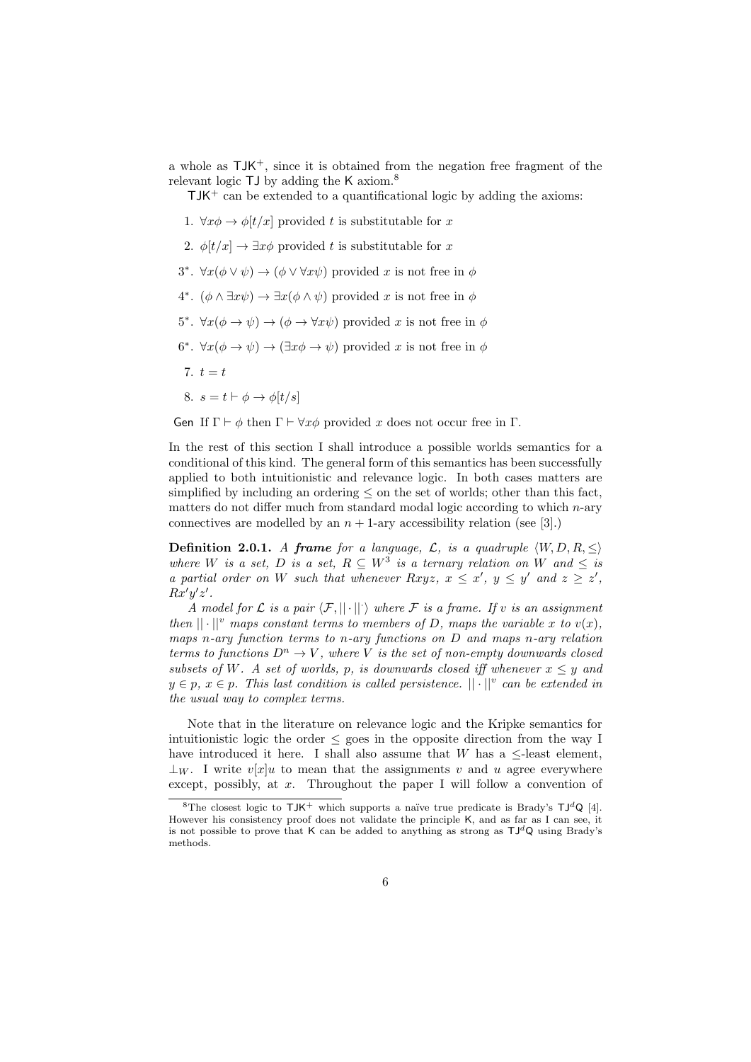a whole as $\mathsf{TJK}^+$, since it is obtained from the negation free fragment of the relevant logic $\mathsf{TJ}$ by adding the $\mathsf{K}$ axiom.[8]

$\mathsf{TJK}^+$ can be extended to a quantificational logic by adding the axioms:

1. $\forall x\phi \to \phi[t/x]$ provided $t$ is substitutable for $x$
2. $\phi[t/x] \to \exists x\phi$ provided $t$ is substitutable for $x$

3*. $\forall x(\phi \vee \psi) \to (\phi \vee \forall x\psi)$ provided $x$ is not free in $\phi$

4*. $(\phi \wedge \exists x\psi) \to \exists x(\phi \wedge \psi)$ provided $x$ is not free in $\phi$

5*. $\forall x(\phi \to \psi) \to (\phi \to \forall x\psi)$ provided $x$ is not free in $\phi$

6*. $\forall x(\phi \to \psi) \to (\exists x\phi \to \psi)$ provided $x$ is not free in $\phi$

7. $t = t$
8. $s = t \vdash \phi \to \phi[t/s]$

Gen If $\Gamma \vdash \phi$ then $\Gamma \vdash \forall x\phi$ provided $x$ does not occur free in $\Gamma$.

In the rest of this section I shall introduce a possible worlds semantics for a conditional of this kind. The general form of this semantics has been successfully applied to both intuitionistic and relevance logic. In both cases matters are simplified by including an ordering $\leq$ on the set of worlds; other than this fact, matters do not differ much from standard modal logic according to which $n$-ary connectives are modelled by an $n+1$-ary accessibility relation (see [3].)

**Definition 2.0.1.** *A* ***frame*** *for a language, $\mathcal{L}$, is a quadruple $\langle W, D, R, \leq\rangle$ where $W$ is a set, $D$ is a set, $R \subseteq W^3$ is a ternary relation on $W$ and $\leq$ is a partial order on $W$ such that whenever $Rxyz$, $x \leq x'$, $y \leq y'$ and $z \geq z'$, $Rx'y'z'$.*

*A model for $\mathcal{L}$ is a pair $\langle \mathcal{F}, ||\cdot||^{\cdot}\rangle$ where $\mathcal{F}$ is a frame. If $v$ is an assignment then $||\cdot||^v$ maps constant terms to members of $D$, maps the variable $x$ to $v(x)$, maps $n$-ary function terms to $n$-ary functions on $D$ and maps $n$-ary relation terms to functions $D^n \to V$, where $V$ is the set of non-empty downwards closed subsets of $W$. A set of worlds, $p$, is downwards closed iff whenever $x \leq y$ and $y \in p$, $x \in p$. This last condition is called persistence. $||\cdot||^v$ can be extended in the usual way to complex terms.*

Note that in the literature on relevance logic and the Kripke semantics for intuitionistic logic the order $\leq$ goes in the opposite direction from the way I have introduced it here. I shall also assume that $W$ has a $\leq$-least element, $\bot_W$. I write $v[x]u$ to mean that the assignments $v$ and $u$ agree everywhere except, possibly, at $x$. Throughout the paper I will follow a convention of

[8] The closest logic to $\mathsf{TJK}^+$ which supports a naïve true predicate is Brady's $\mathsf{TJ}^d\mathsf{Q}$ [4]. However his consistency proof does not validate the principle $\mathsf{K}$, and as far as I can see, it is not possible to prove that $\mathsf{K}$ can be added to anything as strong as $\mathsf{TJ}^d\mathsf{Q}$ using Brady's methods.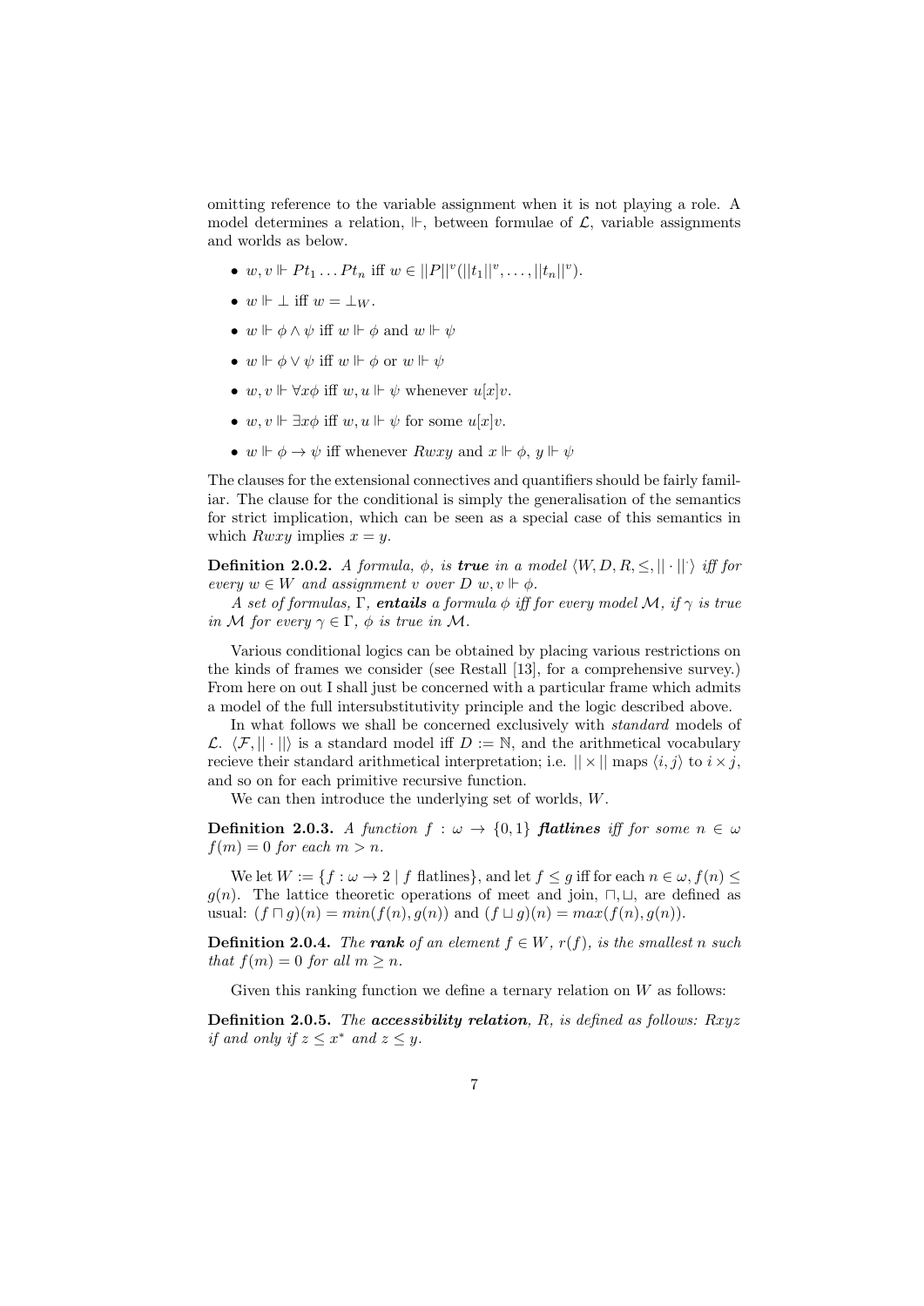omitting reference to the variable assignment when it is not playing a role. A model determines a relation, $\Vdash$, between formulae of $\mathcal{L}$, variable assignments and worlds as below.

- $w, v \Vdash Pt_1 \ldots Pt_n$ iff $w \in ||P||^v(||t_1||^v, \ldots, ||t_n||^v)$.
- $w \Vdash \bot$ iff $w = \bot_W$.
- $w \Vdash \phi \wedge \psi$ iff $w \Vdash \phi$ and $w \Vdash \psi$
- $w \Vdash \phi \vee \psi$ iff $w \Vdash \phi$ or $w \Vdash \psi$
- $w, v \Vdash \forall x \phi$ iff $w, u \Vdash \psi$ whenever $u[x]v$.
- $w, v \Vdash \exists x \phi$ iff $w, u \Vdash \psi$ for some $u[x]v$.
- $w \Vdash \phi \rightarrow \psi$ iff whenever $Rwxy$ and $x \Vdash \phi$, $y \Vdash \psi$

The clauses for the extensional connectives and quantifiers should be fairly familiar. The clause for the conditional is simply the generalisation of the semantics for strict implication, which can be seen as a special case of this semantics in which $Rwxy$ implies $x = y$.

**Definition 2.0.2.** *A formula, $\phi$, is* ***true*** *in a model $\langle W, D, R, \leq, || \cdot ||^{\cdot} \rangle$ iff for every $w \in W$ and assignment $v$ over $D$ $w, v \Vdash \phi$.*

*A set of formulas, $\Gamma$,* ***entails*** *a formula $\phi$ iff for every model $\mathcal{M}$, if $\gamma$ is true in $\mathcal{M}$ for every $\gamma \in \Gamma$, $\phi$ is true in $\mathcal{M}$.*

Various conditional logics can be obtained by placing various restrictions on the kinds of frames we consider (see Restall [13], for a comprehensive survey.) From here on out I shall just be concerned with a particular frame which admits a model of the full intersubstitutivity principle and the logic described above.

In what follows we shall be concerned exclusively with *standard* models of $\mathcal{L}$. $\langle \mathcal{F}, || \cdot || \rangle$ is a standard model iff $D := \mathbb{N}$, and the arithmetical vocabulary recieve their standard arithmetical interpretation; i.e. $|| \times ||$ maps $\langle i, j \rangle$ to $i \times j$, and so on for each primitive recursive function.

We can then introduce the underlying set of worlds, $W$.

**Definition 2.0.3.** *A function $f : \omega \rightarrow \{0, 1\}$* ***flatlines*** *iff for some $n \in \omega$ $f(m) = 0$ for each $m > n$.*

We let $W := \{f : \omega \rightarrow 2 \mid f \text{ flatlines}\}$, and let $f \leq g$ iff for each $n \in \omega, f(n) \leq g(n)$. The lattice theoretic operations of meet and join, $\sqcap, \sqcup$, are defined as usual: $(f \sqcap g)(n) = min(f(n), g(n))$ and $(f \sqcup g)(n) = max(f(n), g(n))$.

**Definition 2.0.4.** *The* ***rank*** *of an element $f \in W$, $r(f)$, is the smallest $n$ such that $f(m) = 0$ for all $m \geq n$.*

Given this ranking function we define a ternary relation on $W$ as follows:

**Definition 2.0.5.** *The* ***accessibility relation****, $R$, is defined as follows: $Rxyz$ if and only if $z \leq x^*$ and $z \leq y$.*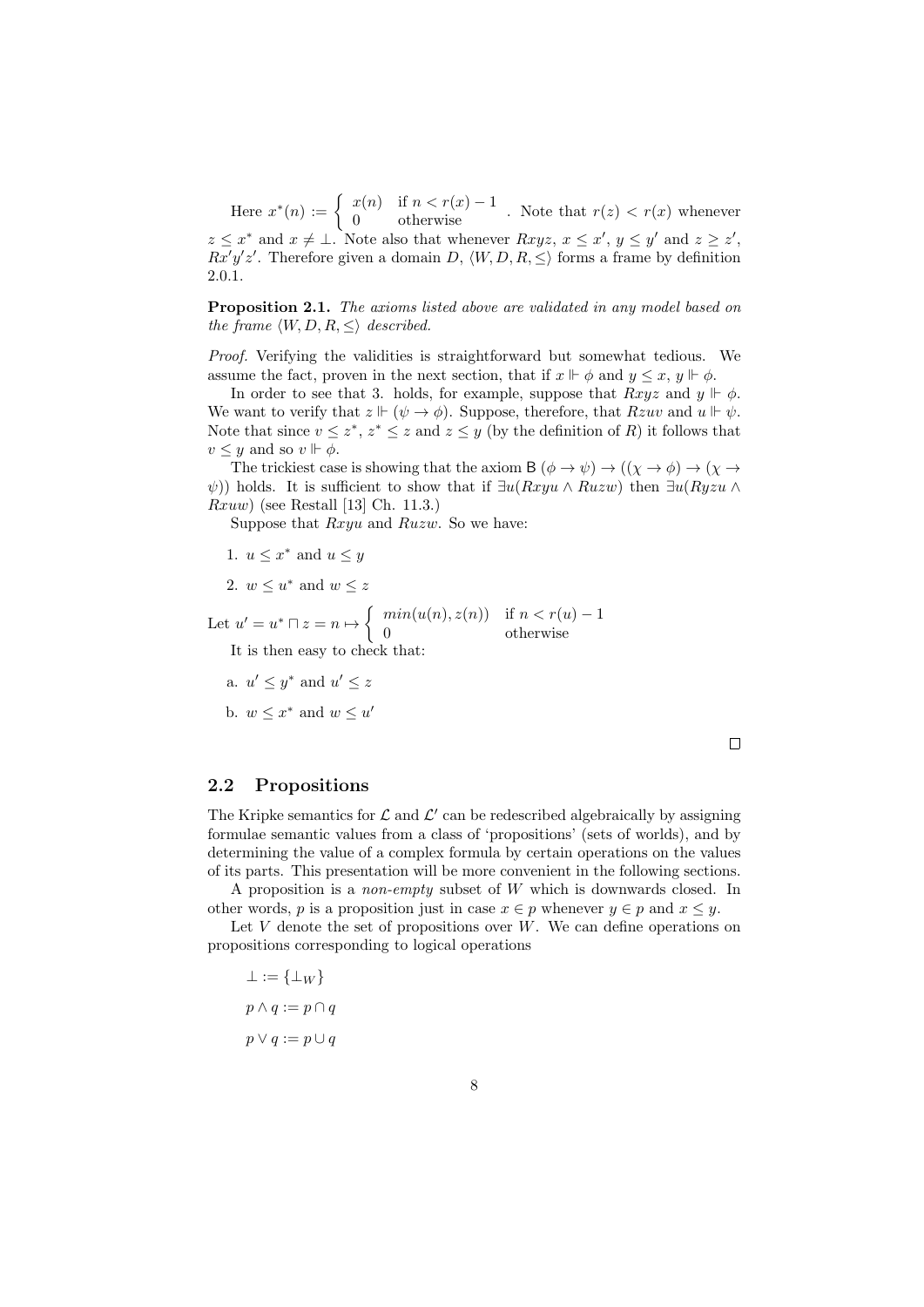Here $x^*(n) := \begin{cases} x(n) & \text{if } n < r(x) - 1 \\ 0 & \text{otherwise} \end{cases}$. Note that $r(z) < r(x)$ whenever $z \leq x^*$ and $x \neq \bot$. Note also that whenever $Rxyz$, $x \leq x'$, $y \leq y'$ and $z \geq z'$, $Rx'y'z'$. Therefore given a domain $D$, $\langle W, D, R, \leq \rangle$ forms a frame by definition 2.0.1.

**Proposition 2.1.** *The axioms listed above are validated in any model based on the frame $\langle W, D, R, \leq \rangle$ described.*

*Proof.* Verifying the validities is straightforward but somewhat tedious. We assume the fact, proven in the next section, that if $x \Vdash \phi$ and $y \leq x$, $y \Vdash \phi$.

In order to see that 3. holds, for example, suppose that $Rxyz$ and $y \Vdash \phi$. We want to verify that $z \Vdash (\psi \to \phi)$. Suppose, therefore, that $Rzuv$ and $u \Vdash \psi$. Note that since $v \leq z^*$, $z^* \leq z$ and $z \leq y$ (by the definition of $R$) it follows that $v \leq y$ and so $v \Vdash \phi$.

The trickiest case is showing that the axiom B $(\phi \to \psi) \to ((\chi \to \phi) \to (\chi \to \psi))$ holds. It is sufficient to show that if $\exists u(Rxyu \wedge Ruzw)$ then $\exists u(Ryzu \wedge Rxuw)$ (see Restall [13] Ch. 11.3.)

Suppose that $Rxyu$ and $Ruzw$. So we have:

1. $u \leq x^*$ and $u \leq y$
2. $w \leq u^*$ and $w \leq z$

Let $u' = u^* \sqcap z = n \mapsto \begin{cases} min(u(n), z(n)) & \text{if } n < r(u) - 1 \\ 0 & \text{otherwise} \end{cases}$

It is then easy to check that:

a. $u' \leq y^*$ and $u' \leq z$

b. $w \leq x^*$ and $w \leq u'$

∎

## 2.2 Propositions

The Kripke semantics for $\mathcal{L}$ and $\mathcal{L}'$ can be redescribed algebraically by assigning formulae semantic values from a class of 'propositions' (sets of worlds), and by determining the value of a complex formula by certain operations on the values of its parts. This presentation will be more convenient in the following sections.

A proposition is a *non-empty* subset of $W$ which is downwards closed. In other words, $p$ is a proposition just in case $x \in p$ whenever $y \in p$ and $x \leq y$.

Let $V$ denote the set of propositions over $W$. We can define operations on propositions corresponding to logical operations

$$\bot := \{\bot_W\}$$

$$p \wedge q := p \cap q$$

$$p \vee q := p \cup q$$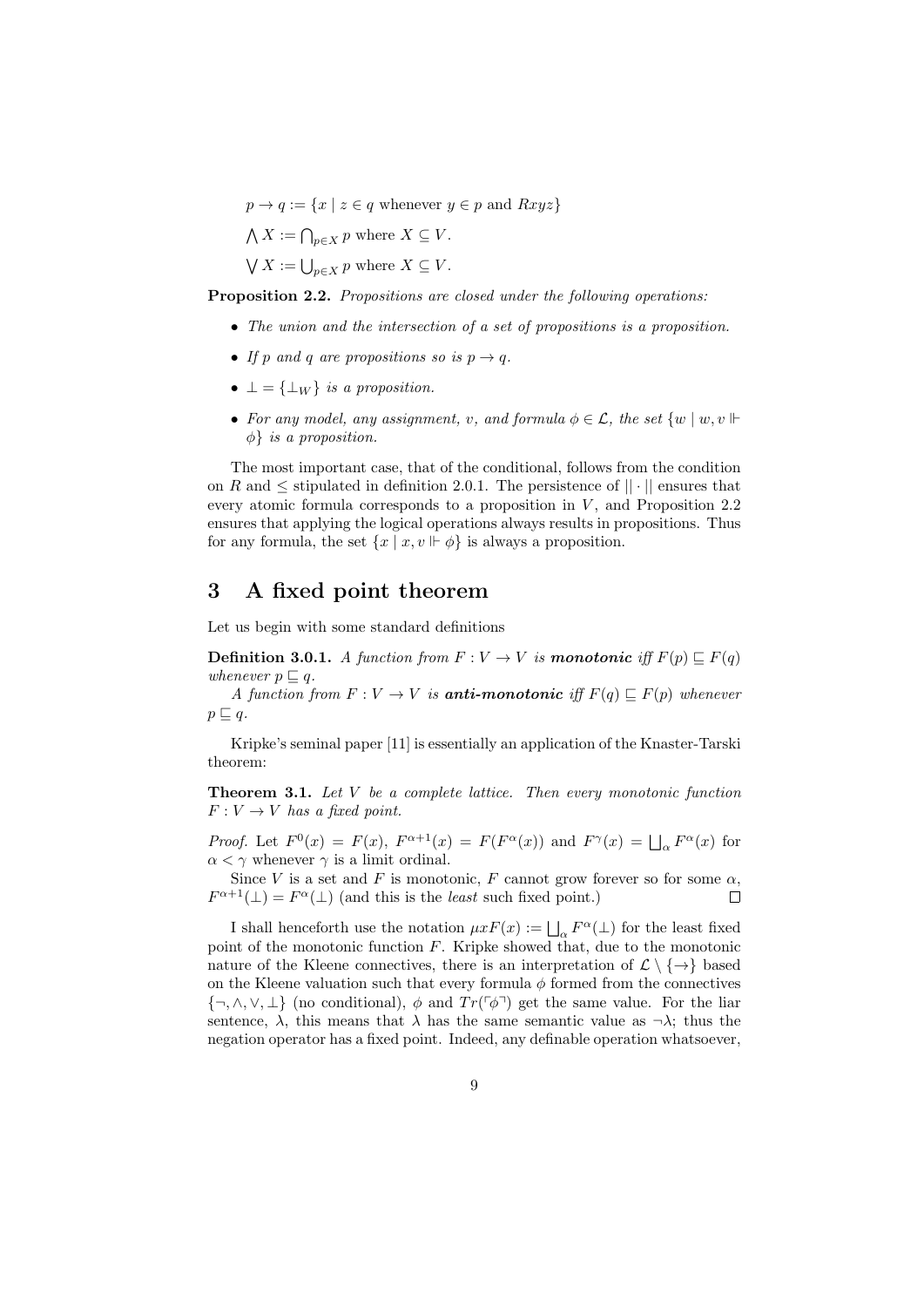$p \to q := \{x \mid z \in q \text{ whenever } y \in p \text{ and } Rxyz\}$

$\bigwedge X := \bigcap_{p \in X} p$ where $X \subseteq V$.

$\bigvee X := \bigcup_{p \in X} p$ where $X \subseteq V$.

**Proposition 2.2.** *Propositions are closed under the following operations:*

- *The union and the intersection of a set of propositions is a proposition.*
- *If $p$ and $q$ are propositions so is $p \to q$.*
- *$\bot = \{\bot_W\}$ is a proposition.*
- *For any model, any assignment, $v$, and formula $\phi \in \mathcal{L}$, the set $\{w \mid w, v \Vdash \phi\}$ is a proposition.*

The most important case, that of the conditional, follows from the condition on $R$ and $\leq$ stipulated in definition 2.0.1. The persistence of $||\cdot||$ ensures that every atomic formula corresponds to a proposition in $V$, and Proposition 2.2 ensures that applying the logical operations always results in propositions. Thus for any formula, the set $\{x \mid x, v \Vdash \phi\}$ is always a proposition.

# 3 A fixed point theorem

Let us begin with some standard definitions

**Definition 3.0.1.** *A function from $F : V \to V$ is **monotonic** iff $F(p) \sqsubseteq F(q)$ whenever $p \sqsubseteq q$.*

*A function from $F : V \to V$ is **anti-monotonic** iff $F(q) \sqsubseteq F(p)$ whenever $p \sqsubseteq q$.*

Kripke's seminal paper [11] is essentially an application of the Knaster-Tarski theorem:

**Theorem 3.1.** *Let $V$ be a complete lattice. Then every monotonic function $F : V \to V$ has a fixed point.*

*Proof.* Let $F^0(x) = F(x)$, $F^{\alpha+1}(x) = F(F^\alpha(x))$ and $F^\gamma(x) = \bigsqcup_\alpha F^\alpha(x)$ for $\alpha < \gamma$ whenever $\gamma$ is a limit ordinal.

Since $V$ is a set and $F$ is monotonic, $F$ cannot grow forever so for some $\alpha$, $F^{\alpha+1}(\bot) = F^\alpha(\bot)$ (and this is the *least* such fixed point.) $\square$

I shall henceforth use the notation $\mu x F(x) := \bigsqcup_\alpha F^\alpha(\bot)$ for the least fixed point of the monotonic function $F$. Kripke showed that, due to the monotonic nature of the Kleene connectives, there is an interpretation of $\mathcal{L} \setminus \{\to\}$ based on the Kleene valuation such that every formula $\phi$ formed from the connectives $\{\neg, \wedge, \vee, \bot\}$ (no conditional), $\phi$ and $Tr(\ulcorner\phi\urcorner)$ get the same value. For the liar sentence, $\lambda$, this means that $\lambda$ has the same semantic value as $\neg\lambda$; thus the negation operator has a fixed point. Indeed, any definable operation whatsoever,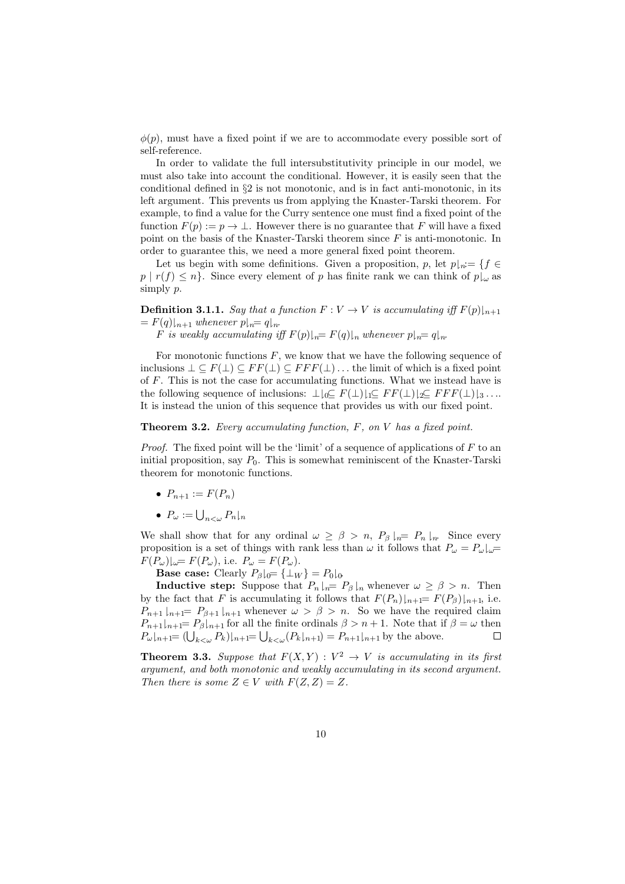$\phi(p)$, must have a fixed point if we are to accommodate every possible sort of self-reference.

In order to validate the full intersubstitutivity principle in our model, we must also take into account the conditional. However, it is easily seen that the conditional defined in §2 is not monotonic, and is in fact anti-monotonic, in its left argument. This prevents us from applying the Knaster-Tarski theorem. For example, to find a value for the Curry sentence one must find a fixed point of the function $F(p) := p \to \bot$. However there is no guarantee that $F$ will have a fixed point on the basis of the Knaster-Tarski theorem since $F$ is anti-monotonic. In order to guarantee this, we need a more general fixed point theorem.

Let us begin with some definitions. Given a proposition, $p$, let $p\lfloor_n := \{f \in p \mid r(f) \leq n\}$. Since every element of $p$ has finite rank we can think of $p\lfloor_\omega$ as simply $p$.

**Definition 3.1.1.** *Say that a function $F : V \to V$ is accumulating iff $F(p)\lfloor_{n+1} = F(q)\lfloor_{n+1}$ whenever $p\lfloor_n = q\lfloor_n$.*

*$F$ is weakly accumulating iff $F(p)\lfloor_n = F(q)\lfloor_n$ whenever $p\lfloor_n = q\lfloor_n$.*

For monotonic functions $F$, we know that we have the following sequence of inclusions $\bot \subseteq F(\bot) \subseteq FF(\bot) \subseteq FFF(\bot) \ldots$ the limit of which is a fixed point of $F$. This is not the case for accumulating functions. What we instead have is the following sequence of inclusions: $\bot\lfloor_0 \subseteq F(\bot)\lfloor_1 \subseteq FF(\bot)\lfloor_2 \subseteq FFF(\bot)\lfloor_3 \ldots$. It is instead the union of this sequence that provides us with our fixed point.

**Theorem 3.2.** *Every accumulating function, $F$, on $V$ has a fixed point.*

*Proof.* The fixed point will be the 'limit' of a sequence of applications of $F$ to an initial proposition, say $P_0$. This is somewhat reminiscent of the Knaster-Tarski theorem for monotonic functions.

- $P_{n+1} := F(P_n)$
- $P_\omega := \bigcup_{n<\omega} P_n\lfloor_n$

We shall show that for any ordinal $\omega \geq \beta > n$, $P_\beta\lfloor_n = P_n\lfloor_n$. Since every proposition is a set of things with rank less than $\omega$ it follows that $P_\omega = P_\omega\lfloor_\omega = F(P_\omega)\lfloor_\omega = F(P_\omega)$, i.e. $P_\omega = F(P_\omega)$.

**Base case:** Clearly $P_\beta\lfloor_0 = \{\bot_W\} = P_0\lfloor_0$.

**Inductive step:** Suppose that $P_n\lfloor_n = P_\beta\lfloor_n$ whenever $\omega \geq \beta > n$. Then by the fact that $F$ is accumulating it follows that $F(P_n)\lfloor_{n+1} = F(P_\beta)\lfloor_{n+1}$, i.e. $P_{n+1}\lfloor_{n+1} = P_{\beta+1}\lfloor_{n+1}$ whenever $\omega > \beta > n$. So we have the required claim $P_{n+1}\lfloor_{n+1} = P_\beta\lfloor_{n+1}$ for all the finite ordinals $\beta > n+1$. Note that if $\beta = \omega$ then $P_\omega\lfloor_{n+1} = (\bigcup_{k<\omega} P_k)\lfloor_{n+1} = \bigcup_{k<\omega}(P_k\lfloor_{n+1}) = P_{n+1}\lfloor_{n+1}$ by the above. $\square$

**Theorem 3.3.** *Suppose that $F(X, Y) : V^2 \to V$ is accumulating in its first argument, and both monotonic and weakly accumulating in its second argument. Then there is some $Z \in V$ with $F(Z, Z) = Z$.*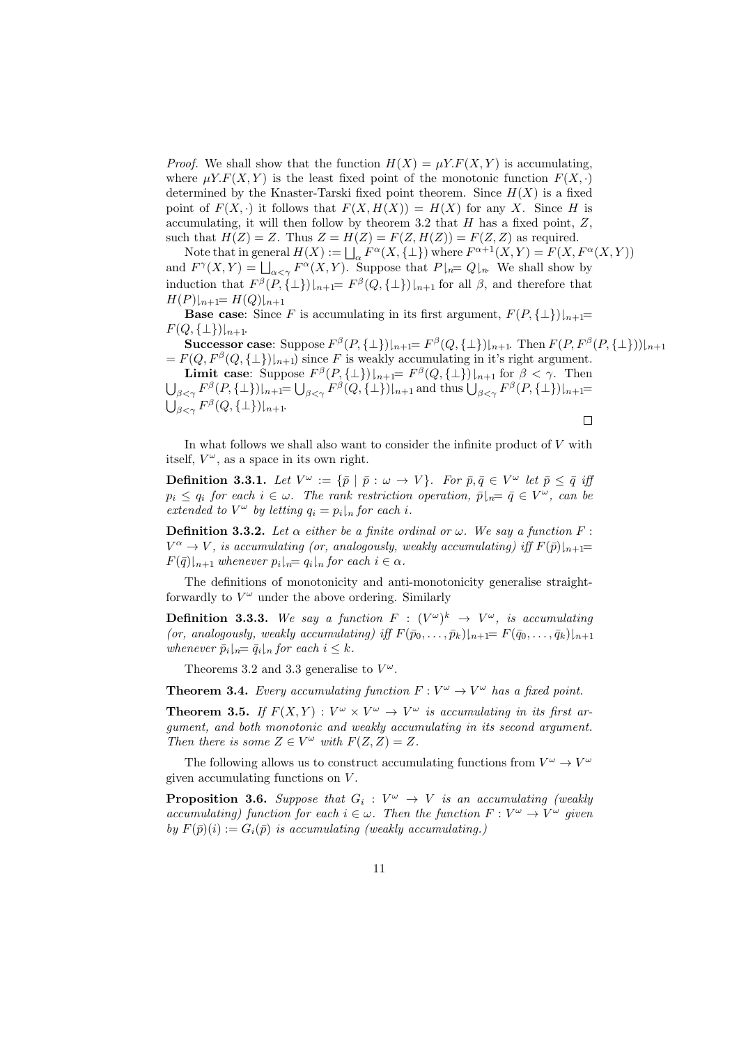*Proof.* We shall show that the function $H(X) = \mu Y.F(X,Y)$ is accumulating, where $\mu Y.F(X,Y)$ is the least fixed point of the monotonic function $F(X,\cdot)$ determined by the Knaster-Tarski fixed point theorem. Since $H(X)$ is a fixed point of $F(X,\cdot)$ it follows that $F(X,H(X)) = H(X)$ for any $X$. Since $H$ is accumulating, it will then follow by theorem 3.2 that $H$ has a fixed point, $Z$, such that $H(Z) = Z$. Thus $Z = H(Z) = F(Z,H(Z)) = F(Z,Z)$ as required.

Note that in general $H(X) := \bigsqcup_\alpha F^\alpha(X,\{\bot\})$ where $F^{\alpha+1}(X,Y) = F(X,F^\alpha(X,Y))$ and $F^\gamma(X,Y) = \bigsqcup_{\alpha<\gamma} F^\alpha(X,Y)$. Suppose that $P\lfloor_n = Q\lfloor_n$. We shall show by induction that $F^\beta(P,\{\bot\})\lfloor_{n+1} = F^\beta(Q,\{\bot\})\lfloor_{n+1}$ for all $\beta$, and therefore that $H(P)\lfloor_{n+1} = H(Q)\lfloor_{n+1}$

**Base case**: Since $F$ is accumulating in its first argument, $F(P,\{\bot\})\lfloor_{n+1} = F(Q,\{\bot\})\lfloor_{n+1}$.

**Successor case**: Suppose $F^\beta(P,\{\bot\})\lfloor_{n+1} = F^\beta(Q,\{\bot\})\lfloor_{n+1}$. Then $F(P,F^\beta(P,\{\bot\}))\lfloor_{n+1} = F(Q,F^\beta(Q,\{\bot\})\lfloor_{n+1})$ since $F$ is weakly accumulating in it's right argument.

**Limit case**: Suppose $F^\beta(P,\{\bot\})\lfloor_{n+1} = F^\beta(Q,\{\bot\})\lfloor_{n+1}$ for $\beta < \gamma$. Then $\bigcup_{\beta<\gamma} F^\beta(P,\{\bot\})\lfloor_{n+1} = \bigcup_{\beta<\gamma} F^\beta(Q,\{\bot\})\lfloor_{n+1}$ and thus $\bigcup_{\beta<\gamma} F^\beta(P,\{\bot\})\lfloor_{n+1} = \bigcup_{\beta<\gamma} F^\beta(Q,\{\bot\})\lfloor_{n+1}$.

□

In what follows we shall also want to consider the infinite product of $V$ with itself, $V^\omega$, as a space in its own right.

**Definition 3.3.1.** *Let $V^\omega := \{\bar{p} \mid \bar{p} : \omega \to V\}$. For $\bar{p},\bar{q} \in V^\omega$ let $\bar{p} \leq \bar{q}$ iff $p_i \leq q_i$ for each $i \in \omega$. The rank restriction operation, $\bar{p}\lfloor_n = \bar{q} \in V^\omega$, can be extended to $V^\omega$ by letting $q_i = p_i\lfloor_n$ for each $i$.*

**Definition 3.3.2.** *Let $\alpha$ either be a finite ordinal or $\omega$. We say a function $F : V^\alpha \to V$, is accumulating (or, analogously, weakly accumulating) iff $F(\bar{p})\lfloor_{n+1} = F(\bar{q})\lfloor_{n+1}$ whenever $p_i\lfloor_n = q_i\lfloor_n$ for each $i \in \alpha$.*

The definitions of monotonicity and anti-monotonicity generalise straightforwardly to $V^\omega$ under the above ordering. Similarly

**Definition 3.3.3.** *We say a function $F : (V^\omega)^k \to V^\omega$, is accumulating (or, analogously, weakly accumulating) iff $F(\bar{p}_0,\ldots,\bar{p}_k)\lfloor_{n+1} = F(\bar{q}_0,\ldots,\bar{q}_k)\lfloor_{n+1}$ whenever $\bar{p}_i\lfloor_n = \bar{q}_i\lfloor_n$ for each $i \leq k$.*

Theorems 3.2 and 3.3 generalise to $V^\omega$.

**Theorem 3.4.** *Every accumulating function $F : V^\omega \to V^\omega$ has a fixed point.*

**Theorem 3.5.** *If $F(X,Y) : V^\omega \times V^\omega \to V^\omega$ is accumulating in its first argument, and both monotonic and weakly accumulating in its second argument. Then there is some $Z \in V^\omega$ with $F(Z,Z) = Z$.*

The following allows us to construct accumulating functions from $V^\omega \to V^\omega$ given accumulating functions on $V$.

**Proposition 3.6.** *Suppose that $G_i : V^\omega \to V$ is an accumulating (weakly accumulating) function for each $i \in \omega$. Then the function $F : V^\omega \to V^\omega$ given by $F(\bar{p})(i) := G_i(\bar{p})$ is accumulating (weakly accumulating.)*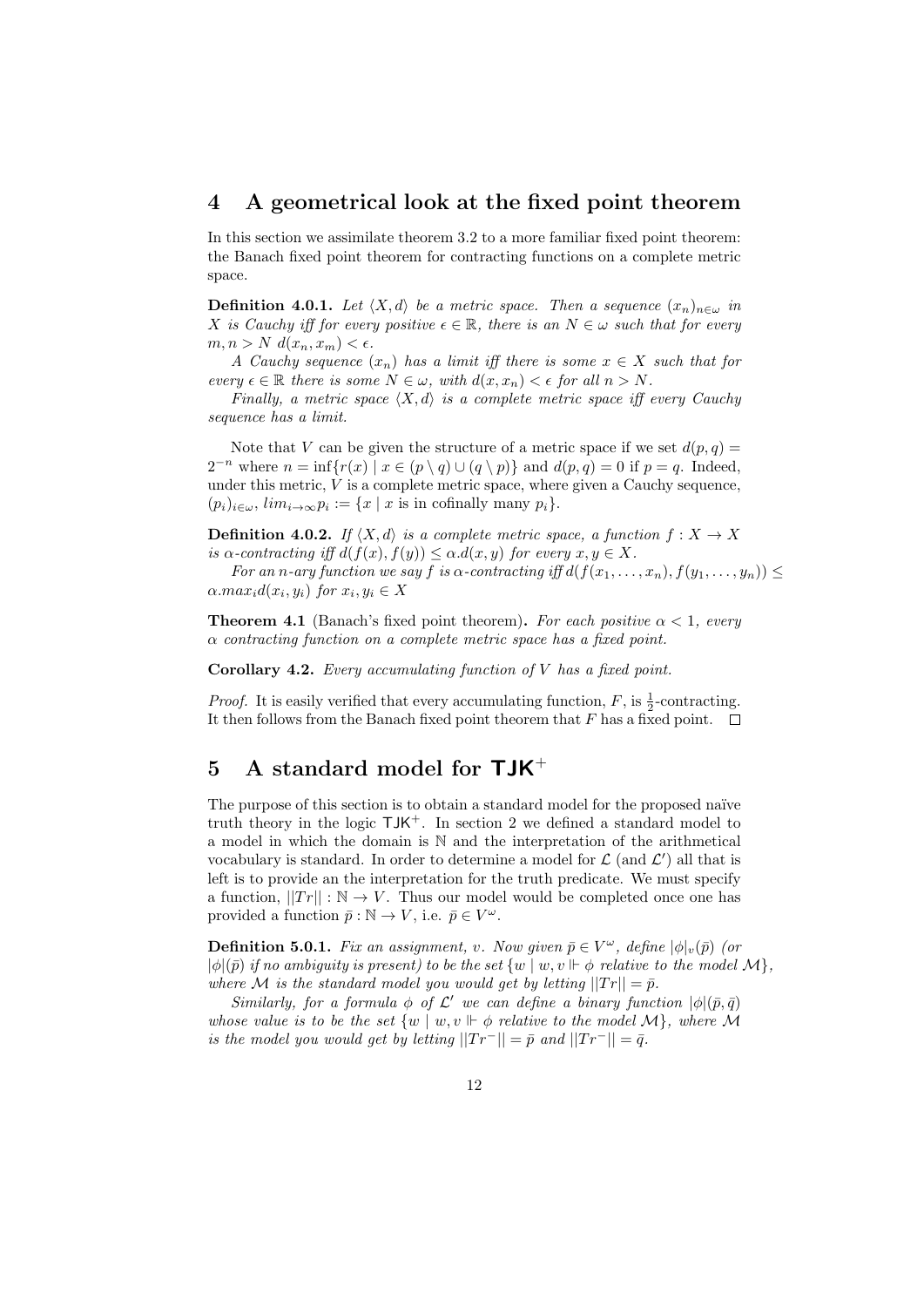## 4 A geometrical look at the fixed point theorem

In this section we assimilate theorem 3.2 to a more familiar fixed point theorem: the Banach fixed point theorem for contracting functions on a complete metric space.

**Definition 4.0.1.** *Let $\langle X, d\rangle$ be a metric space. Then a sequence $(x_n)_{n\in\omega}$ in $X$ is Cauchy iff for every positive $\epsilon \in \mathbb{R}$, there is an $N \in \omega$ such that for every $m, n > N$ $d(x_n, x_m) < \epsilon$.*

*A Cauchy sequence $(x_n)$ has a limit iff there is some $x \in X$ such that for every $\epsilon \in \mathbb{R}$ there is some $N \in \omega$, with $d(x, x_n) < \epsilon$ for all $n > N$.*

*Finally, a metric space $\langle X, d\rangle$ is a complete metric space iff every Cauchy sequence has a limit.*

Note that $V$ can be given the structure of a metric space if we set $d(p, q) = 2^{-n}$ where $n = \inf\{r(x) \mid x \in (p \setminus q) \cup (q \setminus p)\}$ and $d(p, q) = 0$ if $p = q$. Indeed, under this metric, $V$ is a complete metric space, where given a Cauchy sequence, $(p_i)_{i\in\omega}$, $lim_{i\to\infty} p_i := \{x \mid x \text{ is in cofinally many } p_i\}$.

**Definition 4.0.2.** *If $\langle X, d\rangle$ is a complete metric space, a function $f : X \to X$ is $\alpha$-contracting iff $d(f(x), f(y)) \leq \alpha.d(x, y)$ for every $x, y \in X$.*

*For an $n$-ary function we say $f$ is $\alpha$-contracting iff $d(f(x_1, \ldots, x_n), f(y_1, \ldots, y_n)) \leq \alpha.max_i d(x_i, y_i)$ for $x_i, y_i \in X$*

**Theorem 4.1** (Banach's fixed point theorem)**.** *For each positive $\alpha < 1$, every $\alpha$ contracting function on a complete metric space has a fixed point.*

**Corollary 4.2.** *Every accumulating function of $V$ has a fixed point.*

*Proof.* It is easily verified that every accumulating function, $F$, is $\frac{1}{2}$-contracting. It then follows from the Banach fixed point theorem that $F$ has a fixed point. □

## 5 A standard model for $\mathsf{TJK}^+$

The purpose of this section is to obtain a standard model for the proposed naïve truth theory in the logic $\mathsf{TJK}^+$. In section 2 we defined a standard model to a model in which the domain is $\mathbb{N}$ and the interpretation of the arithmetical vocabulary is standard. In order to determine a model for $\mathcal{L}$ (and $\mathcal{L}'$) all that is left is to provide an the interpretation for the truth predicate. We must specify a function, $||Tr|| : \mathbb{N} \to V$. Thus our model would be completed once one has provided a function $\bar{p} : \mathbb{N} \to V$, i.e. $\bar{p} \in V^\omega$.

**Definition 5.0.1.** *Fix an assignment, $v$. Now given $\bar{p} \in V^\omega$, define $|\phi|_v(\bar{p})$ (or $|\phi|(\bar{p})$ if no ambiguity is present) to be the set $\{w \mid w, v \Vdash \phi$ relative to the model $\mathcal{M}\}$, where $\mathcal{M}$ is the standard model you would get by letting $||Tr|| = \bar{p}$.*

*Similarly, for a formula $\phi$ of $\mathcal{L}'$ we can define a binary function $|\phi|(\bar{p}, \bar{q})$ whose value is to be the set $\{w \mid w, v \Vdash \phi$ relative to the model $\mathcal{M}\}$, where $\mathcal{M}$ is the model you would get by letting $||Tr^-|| = \bar{p}$ and $||Tr^-|| = \bar{q}$.*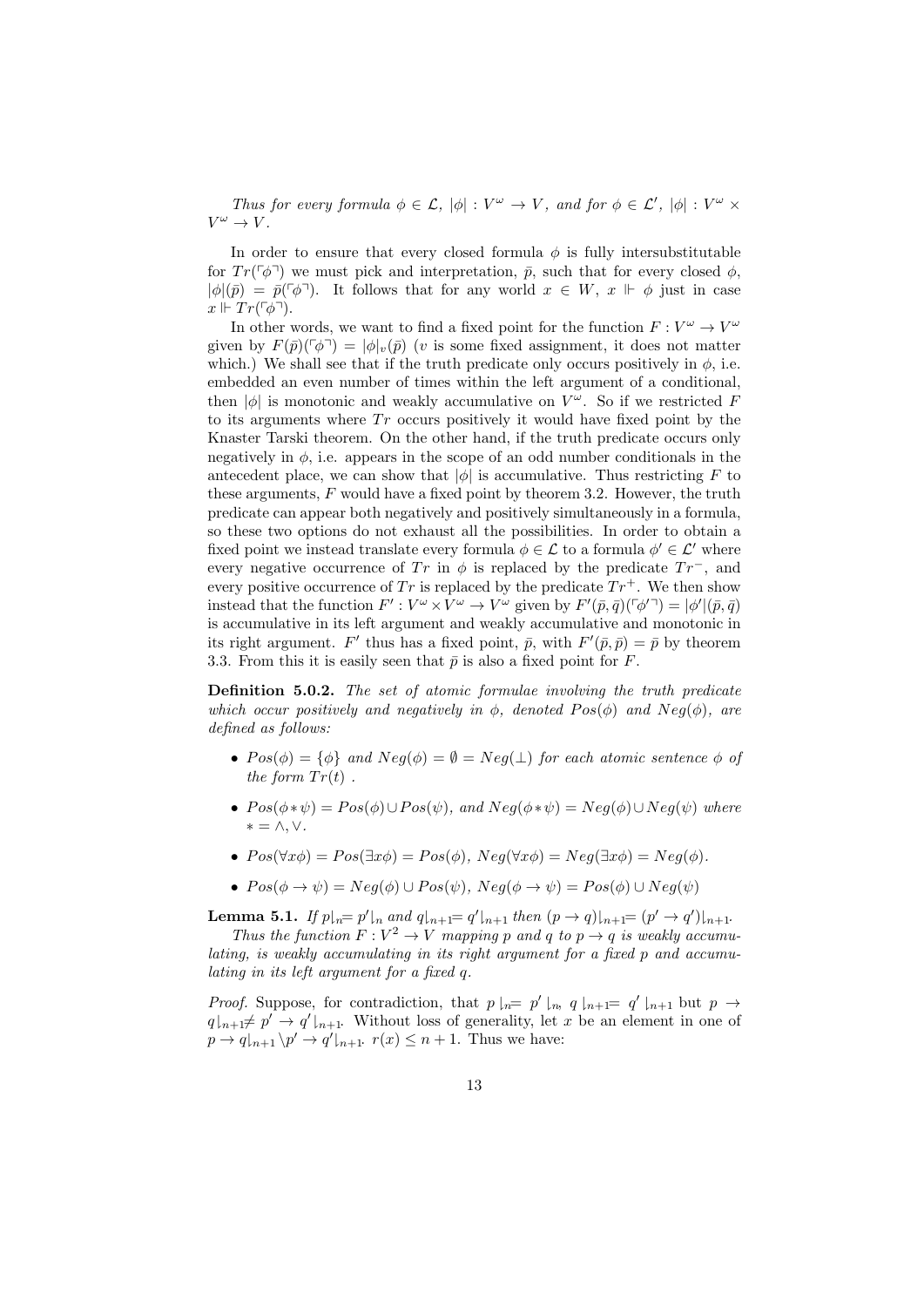*Thus for every formula $\phi \in \mathcal{L}$, $|\phi| : V^\omega \to V$, and for $\phi \in \mathcal{L}'$, $|\phi| : V^\omega \times V^\omega \to V$.*

In order to ensure that every closed formula $\phi$ is fully intersubstitutable for $Tr(\ulcorner\phi\urcorner)$ we must pick and interpretation, $\bar{p}$, such that for every closed $\phi$, $|\phi|(\bar{p}) = \bar{p}(\ulcorner\phi\urcorner)$. It follows that for any world $x \in W$, $x \Vdash \phi$ just in case $x \Vdash Tr(\ulcorner\phi\urcorner)$.

In other words, we want to find a fixed point for the function $F : V^\omega \to V^\omega$ given by $F(\bar{p})(\ulcorner\phi\urcorner) = |\phi|_v(\bar{p})$ ($v$ is some fixed assignment, it does not matter which.) We shall see that if the truth predicate only occurs positively in $\phi$, i.e. embedded an even number of times within the left argument of a conditional, then $|\phi|$ is monotonic and weakly accumulative on $V^\omega$. So if we restricted $F$ to its arguments where $Tr$ occurs positively it would have fixed point by the Knaster Tarski theorem. On the other hand, if the truth predicate occurs only negatively in $\phi$, i.e. appears in the scope of an odd number conditionals in the antecedent place, we can show that $|\phi|$ is accumulative. Thus restricting $F$ to these arguments, $F$ would have a fixed point by theorem 3.2. However, the truth predicate can appear both negatively and positively simultaneously in a formula, so these two options do not exhaust all the possibilities. In order to obtain a fixed point we instead translate every formula $\phi \in \mathcal{L}$ to a formula $\phi' \in \mathcal{L}'$ where every negative occurrence of $Tr$ in $\phi$ is replaced by the predicate $Tr^-$, and every positive occurrence of $Tr$ is replaced by the predicate $Tr^+$. We then show instead that the function $F' : V^\omega \times V^\omega \to V^\omega$ given by $F'(\bar{p}, \bar{q})(\ulcorner\phi'\urcorner) = |\phi'|(\bar{p}, \bar{q})$ is accumulative in its left argument and weakly accumulative and monotonic in its right argument. $F'$ thus has a fixed point, $\bar{p}$, with $F'(\bar{p}, \bar{p}) = \bar{p}$ by theorem 3.3. From this it is easily seen that $\bar{p}$ is also a fixed point for $F$.

**Definition 5.0.2.** *The set of atomic formulae involving the truth predicate which occur positively and negatively in $\phi$, denoted $Pos(\phi)$ and $Neg(\phi)$, are defined as follows:*

- *$Pos(\phi) = \{\phi\}$ and $Neg(\phi) = \emptyset = Neg(\bot)$ for each atomic sentence $\phi$ of the form $Tr(t)$ .*
- *$Pos(\phi * \psi) = Pos(\phi) \cup Pos(\psi)$, and $Neg(\phi * \psi) = Neg(\phi) \cup Neg(\psi)$ where $* = \wedge, \vee$.*
- *$Pos(\forall x\phi) = Pos(\exists x\phi) = Pos(\phi)$, $Neg(\forall x\phi) = Neg(\exists x\phi) = Neg(\phi)$.*
- *$Pos(\phi \to \psi) = Neg(\phi) \cup Pos(\psi)$, $Neg(\phi \to \psi) = Pos(\phi) \cup Neg(\psi)$*

**Lemma 5.1.** *If $p\lfloor_n = p'\lfloor_n$ and $q\lfloor_{n+1} = q'\lfloor_{n+1}$ then $(p \to q)\lfloor_{n+1} = (p' \to q')\lfloor_{n+1}$.*

*Thus the function $F : V^2 \to V$ mapping $p$ and $q$ to $p \to q$ is weakly accumulating, is weakly accumulating in its right argument for a fixed $p$ and accumulating in its left argument for a fixed $q$.*

*Proof.* Suppose, for contradiction, that $p\lfloor_n = p'\lfloor_n$, $q\lfloor_{n+1} = q'\lfloor_{n+1}$ but $p \to q\lfloor_{n+1} \neq p' \to q'\lfloor_{n+1}$. Without loss of generality, let $x$ be an element in one of $p \to q\lfloor_{n+1} \setminus p' \to q'\lfloor_{n+1}$. $r(x) \leq n+1$. Thus we have: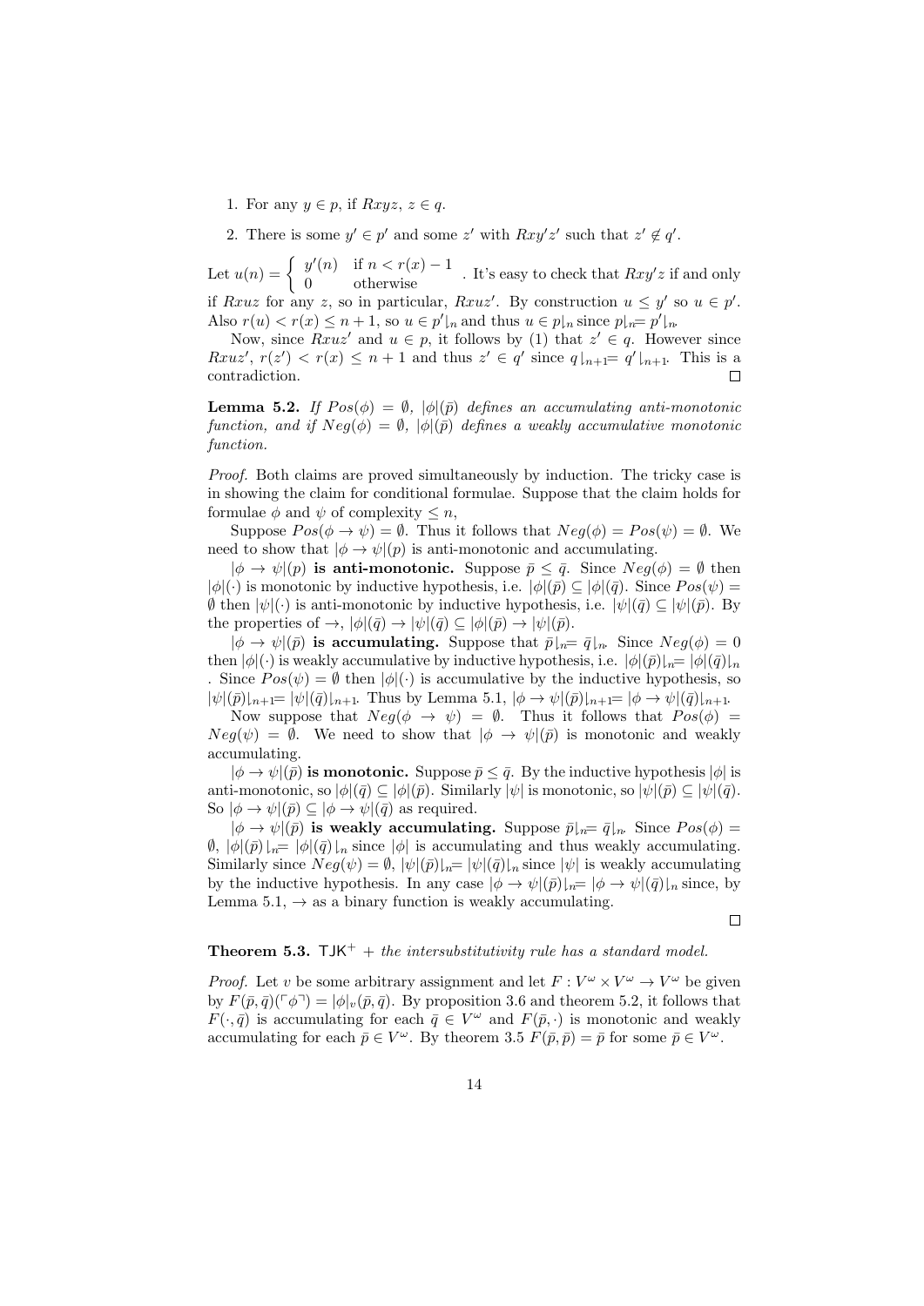1. For any $y \in p$, if $Rxyz$, $z \in q$.
2. There is some $y' \in p'$ and some $z'$ with $Rxy'z'$ such that $z' \notin q'$.

Let $u(n) = \begin{cases} y'(n) & \text{if } n < r(x) - 1 \\ 0 & \text{otherwise} \end{cases}$. It's easy to check that $Rxy'z$ if and only if $Rxuz$ for any $z$, so in particular, $Rxuz'$. By construction $u \leq y'$ so $u \in p'$. Also $r(u) < r(x) \leq n+1$, so $u \in p'\lfloor_n$ and thus $u \in p\lfloor_n$ since $p\lfloor_n = p'\lfloor_n$.

Now, since $Rxuz'$ and $u \in p$, it follows by (1) that $z' \in q$. However since $Rxuz'$, $r(z') < r(x) \leq n+1$ and thus $z' \in q'$ since $q\lfloor_{n+1} = q'\lfloor_{n+1}$. This is a contradiction. $\square$

**Lemma 5.2.** *If $Pos(\phi) = \emptyset$, $|\phi|(\bar{p})$ defines an accumulating anti-monotonic function, and if $Neg(\phi) = \emptyset$, $|\phi|(\bar{p})$ defines a weakly accumulative monotonic function.*

*Proof.* Both claims are proved simultaneously by induction. The tricky case is in showing the claim for conditional formulae. Suppose that the claim holds for formulae $\phi$ and $\psi$ of complexity $\leq n$,

Suppose $Pos(\phi \to \psi) = \emptyset$. Thus it follows that $Neg(\phi) = Pos(\psi) = \emptyset$. We need to show that $|\phi \to \psi|(p)$ is anti-monotonic and accumulating.

**$|\phi \to \psi|(p)$ is anti-monotonic.** Suppose $\bar{p} \leq \bar{q}$. Since $Neg(\phi) = \emptyset$ then $|\phi|(\cdot)$ is monotonic by inductive hypothesis, i.e. $|\phi|(\bar{p}) \subseteq |\phi|(\bar{q})$. Since $Pos(\psi) = \emptyset$ then $|\psi|(\cdot)$ is anti-monotonic by inductive hypothesis, i.e. $|\psi|(\bar{q}) \subseteq |\psi|(\bar{p})$. By the properties of $\to$, $|\phi|(\bar{q}) \to |\psi|(\bar{q}) \subseteq |\phi|(\bar{p}) \to |\psi|(\bar{p})$.

**$|\phi \to \psi|(\bar{p})$ is accumulating.** Suppose that $\bar{p}\lfloor_n = \bar{q}\lfloor_n$. Since $Neg(\phi) = 0$ then $|\phi|(\cdot)$ is weakly accumulative by inductive hypothesis, i.e. $|\phi|(\bar{p})\lfloor_n = |\phi|(\bar{q})\lfloor_n$. Since $Pos(\psi) = \emptyset$ then $|\phi|(\cdot)$ is accumulative by the inductive hypothesis, so $|\psi|(\bar{p})\lfloor_{n+1} = |\psi|(\bar{q})\lfloor_{n+1}$. Thus by Lemma 5.1, $|\phi \to \psi|(\bar{p})\lfloor_{n+1} = |\phi \to \psi|(\bar{q})\lfloor_{n+1}$.

Now suppose that $Neg(\phi \to \psi) = \emptyset$. Thus it follows that $Pos(\phi) = Neg(\psi) = \emptyset$. We need to show that $|\phi \to \psi|(\bar{p})$ is monotonic and weakly accumulating.

**$|\phi \to \psi|(\bar{p})$ is monotonic.** Suppose $\bar{p} \leq \bar{q}$. By the inductive hypothesis $|\phi|$ is anti-monotonic, so $|\phi|(\bar{q}) \subseteq |\phi|(\bar{p})$. Similarly $|\psi|$ is monotonic, so $|\psi|(\bar{p}) \subseteq |\psi|(\bar{q})$. So $|\phi \to \psi|(\bar{p}) \subseteq |\phi \to \psi|(\bar{q})$ as required.

**$|\phi \to \psi|(\bar{p})$ is weakly accumulating.** Suppose $\bar{p}\lfloor_n = \bar{q}\lfloor_n$. Since $Pos(\phi) = \emptyset$, $|\phi|(\bar{p})\lfloor_n = |\phi|(\bar{q})\lfloor_n$ since $|\phi|$ is accumulating and thus weakly accumulating. Similarly since $Neg(\psi) = \emptyset$, $|\psi|(\bar{p})\lfloor_n = |\psi|(\bar{q})\lfloor_n$ since $|\psi|$ is weakly accumulating by the inductive hypothesis. In any case $|\phi \to \psi|(\bar{p})\lfloor_n = |\phi \to \psi|(\bar{q})\lfloor_n$ since, by Lemma 5.1, $\to$ as a binary function is weakly accumulating.

$\square$

**Theorem 5.3.** $\mathsf{TJK}^+$ *+ the intersubstitutivity rule has a standard model.*

*Proof.* Let $v$ be some arbitrary assignment and let $F : V^\omega \times V^\omega \to V^\omega$ be given by $F(\bar{p}, \bar{q})(\ulcorner \phi \urcorner) = |\phi|_v(\bar{p}, \bar{q})$. By proposition 3.6 and theorem 5.2, it follows that $F(\cdot, \bar{q})$ is accumulating for each $\bar{q} \in V^\omega$ and $F(\bar{p}, \cdot)$ is monotonic and weakly accumulating for each $\bar{p} \in V^\omega$. By theorem 3.5 $F(\bar{p}, \bar{p}) = \bar{p}$ for some $\bar{p} \in V^\omega$.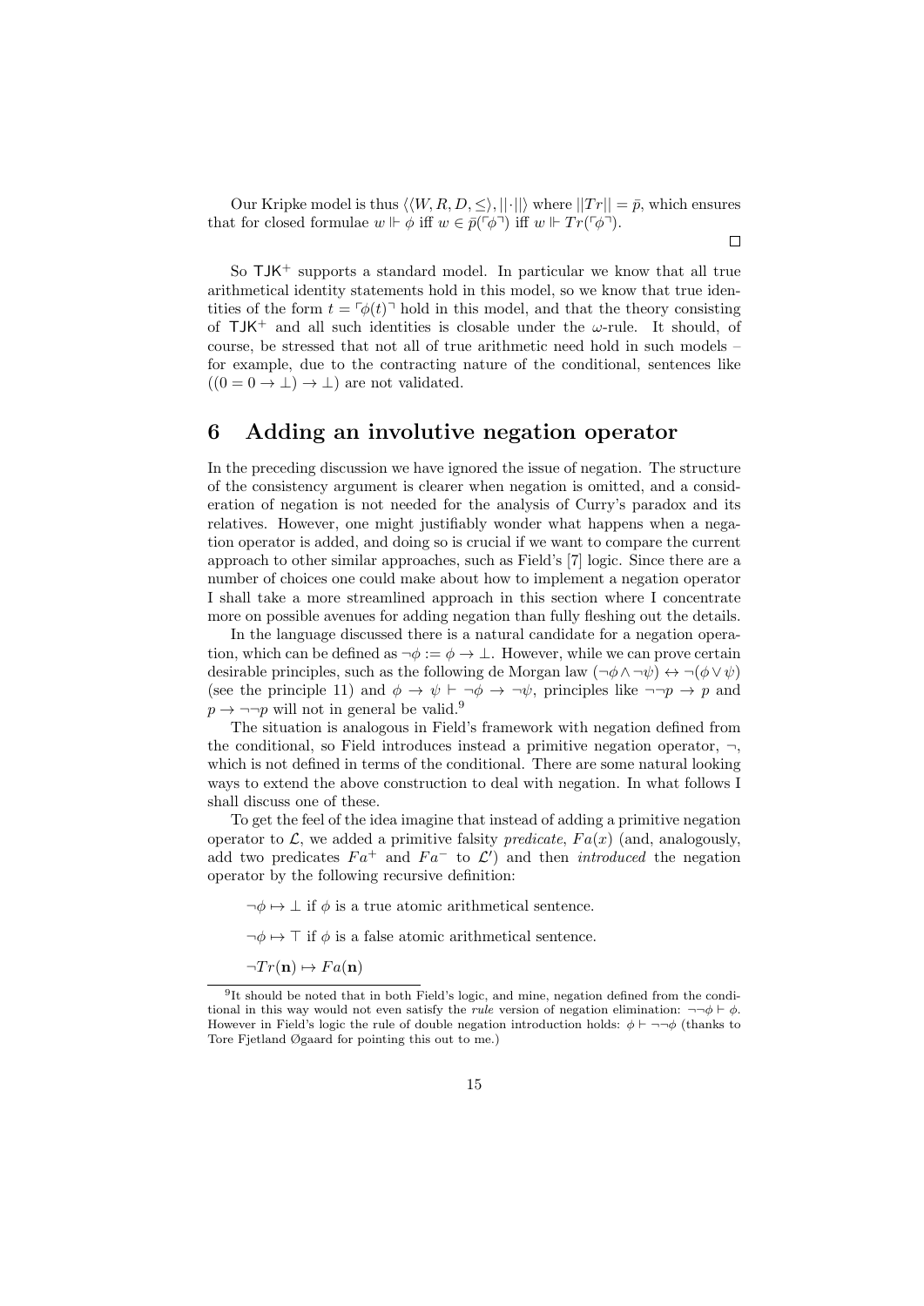Our Kripke model is thus $\langle\langle W, R, D, \leq\rangle, ||\cdot||\rangle$ where $||Tr|| = \bar{p}$, which ensures that for closed formulae $w \Vdash \phi$ iff $w \in \bar{p}(\ulcorner\phi\urcorner)$ iff $w \Vdash Tr(\ulcorner\phi\urcorner)$.

$\square$

So $\mathsf{TJK}^+$ supports a standard model. In particular we know that all true arithmetical identity statements hold in this model, so we know that true identities of the form $t = \ulcorner\phi(t)\urcorner$ hold in this model, and that the theory consisting of $\mathsf{TJK}^+$ and all such identities is closable under the $\omega$-rule. It should, of course, be stressed that not all of true arithmetic need hold in such models – for example, due to the contracting nature of the conditional, sentences like $((0 = 0 \to \bot) \to \bot)$ are not validated.

# 6 Adding an involutive negation operator

In the preceding discussion we have ignored the issue of negation. The structure of the consistency argument is clearer when negation is omitted, and a consideration of negation is not needed for the analysis of Curry's paradox and its relatives. However, one might justifiably wonder what happens when a negation operator is added, and doing so is crucial if we want to compare the current approach to other similar approaches, such as Field's [7] logic. Since there are a number of choices one could make about how to implement a negation operator I shall take a more streamlined approach in this section where I concentrate more on possible avenues for adding negation than fully fleshing out the details.

In the language discussed there is a natural candidate for a negation operation, which can be defined as $\neg\phi := \phi \to \bot$. However, while we can prove certain desirable principles, such as the following de Morgan law $(\neg\phi \wedge \neg\psi) \leftrightarrow \neg(\phi \vee \psi)$ (see the principle 11) and $\phi \to \psi \vdash \neg\phi \to \neg\psi$, principles like $\neg\neg p \to p$ and $p \to \neg\neg p$ will not in general be valid.[9]

The situation is analogous in Field's framework with negation defined from the conditional, so Field introduces instead a primitive negation operator, $\neg$, which is not defined in terms of the conditional. There are some natural looking ways to extend the above construction to deal with negation. In what follows I shall discuss one of these.

To get the feel of the idea imagine that instead of adding a primitive negation operator to $\mathcal{L}$, we added a primitive falsity *predicate*, $Fa(x)$ (and, analogously, add two predicates $Fa^+$ and $Fa^-$ to $\mathcal{L}'$) and then *introduced* the negation operator by the following recursive definition:

$\neg\phi \mapsto \bot$ if $\phi$ is a true atomic arithmetical sentence.

$\neg\phi \mapsto \top$ if $\phi$ is a false atomic arithmetical sentence.

$\neg Tr(\mathbf{n}) \mapsto Fa(\mathbf{n})$

[9] It should be noted that in both Field's logic, and mine, negation defined from the conditional in this way would not even satisfy the *rule* version of negation elimination: $\neg\neg\phi \vdash \phi$. However in Field's logic the rule of double negation introduction holds: $\phi \vdash \neg\neg\phi$ (thanks to Tore Fjetland Øgaard for pointing this out to me.)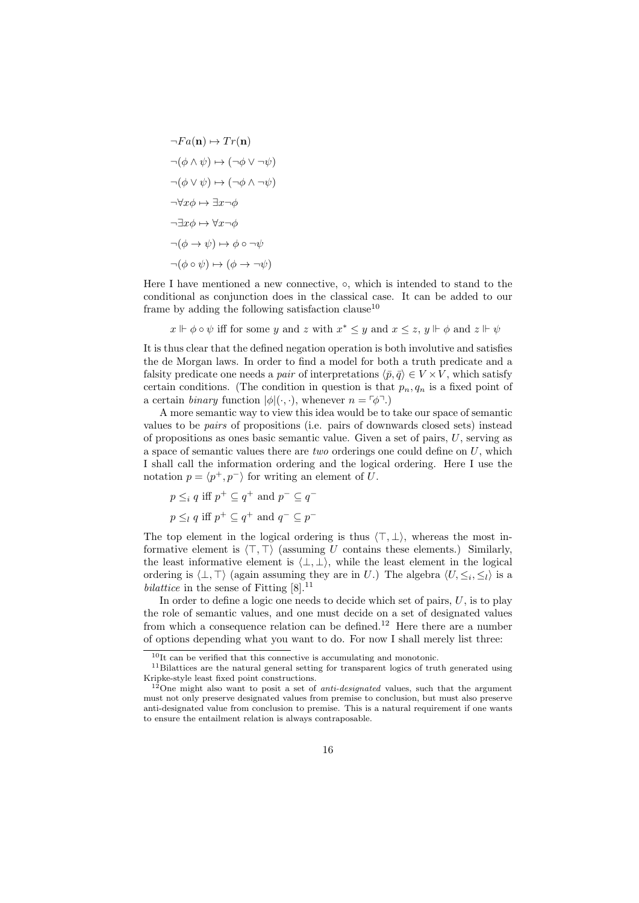$$\neg Fa(\mathbf{n}) \mapsto Tr(\mathbf{n})$$

$$\neg(\phi \wedge \psi) \mapsto (\neg\phi \vee \neg\psi)$$

$$\neg(\phi \vee \psi) \mapsto (\neg\phi \wedge \neg\psi)$$

$$\neg\forall x\phi \mapsto \exists x\neg\phi$$

$$\neg\exists x\phi \mapsto \forall x\neg\phi$$

$$\neg(\phi \to \psi) \mapsto \phi \circ \neg\psi$$

$$\neg(\phi \circ \psi) \mapsto (\phi \to \neg\psi)$$

Here I have mentioned a new connective, $\circ$, which is intended to stand to the conditional as conjunction does in the classical case. It can be added to our frame by adding the following satisfaction clause[10]

$$x \Vdash \phi \circ \psi \text{ iff for some } y \text{ and } z \text{ with } x^* \leq y \text{ and } x \leq z,\ y \Vdash \phi \text{ and } z \Vdash \psi$$

It is thus clear that the defined negation operation is both involutive and satisfies the de Morgan laws. In order to find a model for both a truth predicate and a falsity predicate one needs a *pair* of interpretations $\langle \bar{p}, \bar{q} \rangle \in V \times V$, which satisfy certain conditions. (The condition in question is that $p_n, q_n$ is a fixed point of a certain *binary* function $|\phi|(\cdot,\cdot)$, whenever $n = \ulcorner\phi\urcorner$.)

A more semantic way to view this idea would be to take our space of semantic values to be *pairs* of propositions (i.e. pairs of downwards closed sets) instead of propositions as ones basic semantic value. Given a set of pairs, $U$, serving as a space of semantic values there are *two* orderings one could define on $U$, which I shall call the information ordering and the logical ordering. Here I use the notation $p = \langle p^+, p^- \rangle$ for writing an element of $U$.

$$p \leq_i q \text{ iff } p^+ \subseteq q^+ \text{ and } p^- \subseteq q^-$$

$$p \leq_l q \text{ iff } p^+ \subseteq q^+ \text{ and } q^- \subseteq p^-$$

The top element in the logical ordering is thus $\langle \top, \bot \rangle$, whereas the most informative element is $\langle \top, \top \rangle$ (assuming $U$ contains these elements.) Similarly, the least informative element is $\langle \bot, \bot \rangle$, while the least element in the logical ordering is $\langle \bot, \top \rangle$ (again assuming they are in $U$.) The algebra $\langle U, \leq_i, \leq_l \rangle$ is a *bilattice* in the sense of Fitting [8].[11]

In order to define a logic one needs to decide which set of pairs, $U$, is to play the role of semantic values, and one must decide on a set of designated values from which a consequence relation can be defined.[12] Here there are a number of options depending what you want to do. For now I shall merely list three:

---

[10] It can be verified that this connective is accumulating and monotonic.

[11] Bilattices are the natural general setting for transparent logics of truth generated using Kripke-style least fixed point constructions.

[12] One might also want to posit a set of *anti-designated* values, such that the argument must not only preserve designated values from premise to conclusion, but must also preserve anti-designated value from conclusion to premise. This is a natural requirement if one wants to ensure the entailment relation is always contraposable.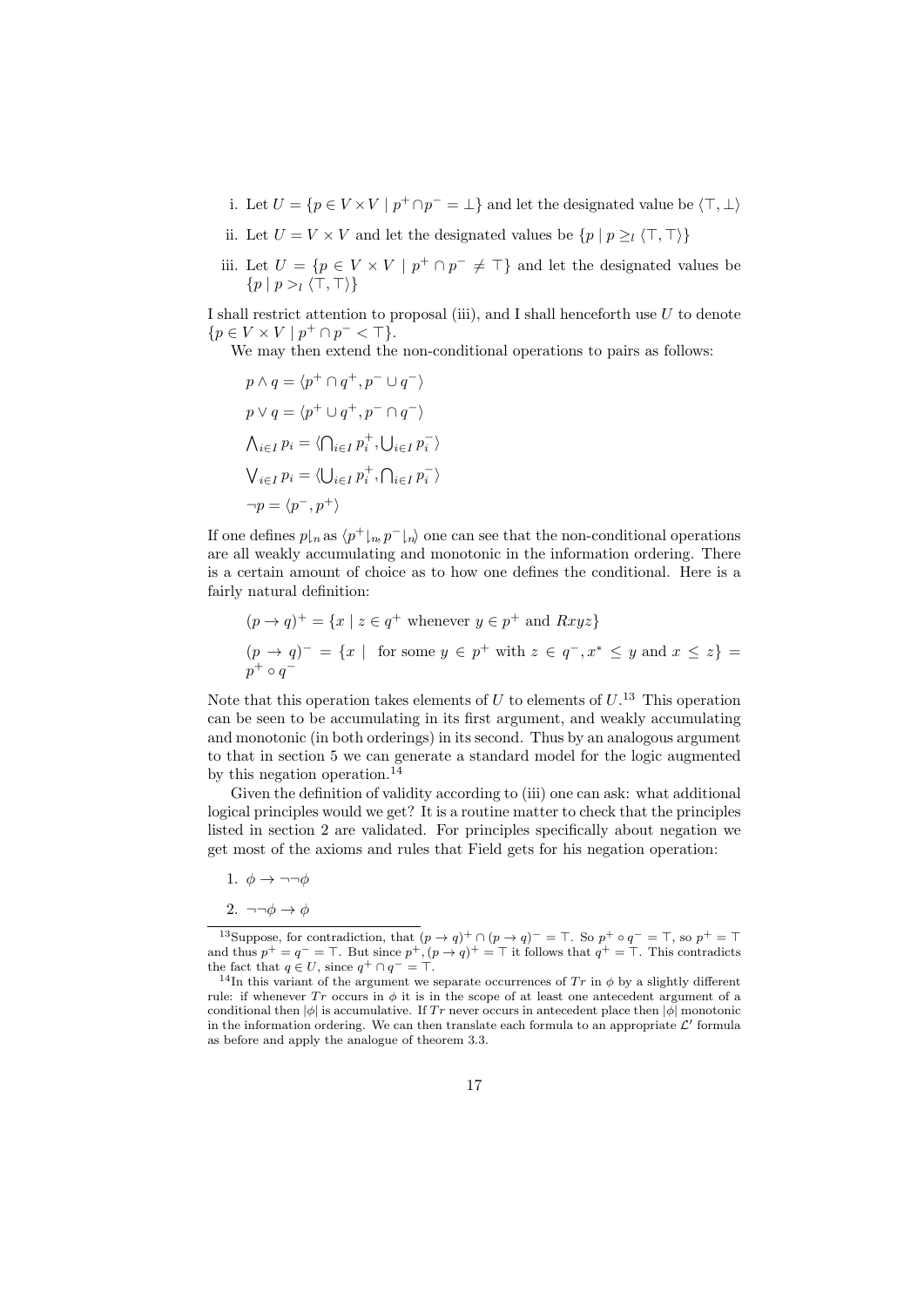i. Let $U = \{p \in V \times V \mid p^+ \cap p^- = \bot\}$ and let the designated value be $\langle \top, \bot \rangle$

ii. Let $U = V \times V$ and let the designated values be $\{p \mid p \geq_l \langle \top, \top \rangle\}$

iii. Let $U = \{p \in V \times V \mid p^+ \cap p^- \neq \top\}$ and let the designated values be $\{p \mid p >_l \langle \top, \top \rangle\}$

I shall restrict attention to proposal (iii), and I shall henceforth use $U$ to denote $\{p \in V \times V \mid p^+ \cap p^- < \top\}$.

We may then extend the non-conditional operations to pairs as follows:

$$p \wedge q = \langle p^+ \cap q^+, p^- \cup q^- \rangle$$

$$p \vee q = \langle p^+ \cup q^+, p^- \cap q^- \rangle$$

$$\bigwedge_{i \in I} p_i = \langle \bigcap_{i \in I} p_i^+, \bigcup_{i \in I} p_i^- \rangle$$

$$\bigvee_{i \in I} p_i = \langle \bigcup_{i \in I} p_i^+, \bigcap_{i \in I} p_i^- \rangle$$

$$\neg p = \langle p^-, p^+ \rangle$$

If one defines $p\lfloor_n$ as $\langle p^+\lfloor_n, p^-\lfloor_n \rangle$ one can see that the non-conditional operations are all weakly accumulating and monotonic in the information ordering. There is a certain amount of choice as to how one defines the conditional. Here is a fairly natural definition:

$$(p \to q)^+ = \{x \mid z \in q^+ \text{ whenever } y \in p^+ \text{ and } Rxyz\}$$

$$(p \to q)^- = \{x \mid \text{ for some } y \in p^+ \text{ with } z \in q^-, x^* \leq y \text{ and } x \leq z\} = p^+ \circ q^-$$

Note that this operation takes elements of $U$ to elements of $U$.[13] This operation can be seen to be accumulating in its first argument, and weakly accumulating and monotonic (in both orderings) in its second. Thus by an analogous argument to that in section 5 we can generate a standard model for the logic augmented by this negation operation.[14]

Given the definition of validity according to (iii) one can ask: what additional logical principles would we get? It is a routine matter to check that the principles listed in section 2 are validated. For principles specifically about negation we get most of the axioms and rules that Field gets for his negation operation:

1. $\phi \to \neg\neg\phi$
2. $\neg\neg\phi \to \phi$

---

[13] Suppose, for contradiction, that $(p \to q)^+ \cap (p \to q)^- = \top$. So $p^+ \circ q^- = \top$, so $p^+ = \top$ and thus $p^+ = q^- = \top$. But since $p^+, (p \to q)^+ = \top$ it follows that $q^+ = \top$. This contradicts the fact that $q \in U$, since $q^+ \cap q^- = \top$.

[14] In this variant of the argument we separate occurrences of $Tr$ in $\phi$ by a slightly different rule: if whenever $Tr$ occurs in $\phi$ it is in the scope of at least one antecedent argument of a conditional then $|\phi|$ is accumulative. If $Tr$ never occurs in antecedent place then $|\phi|$ monotonic in the information ordering. We can then translate each formula to an appropriate $\mathcal{L}'$ formula as before and apply the analogue of theorem 3.3.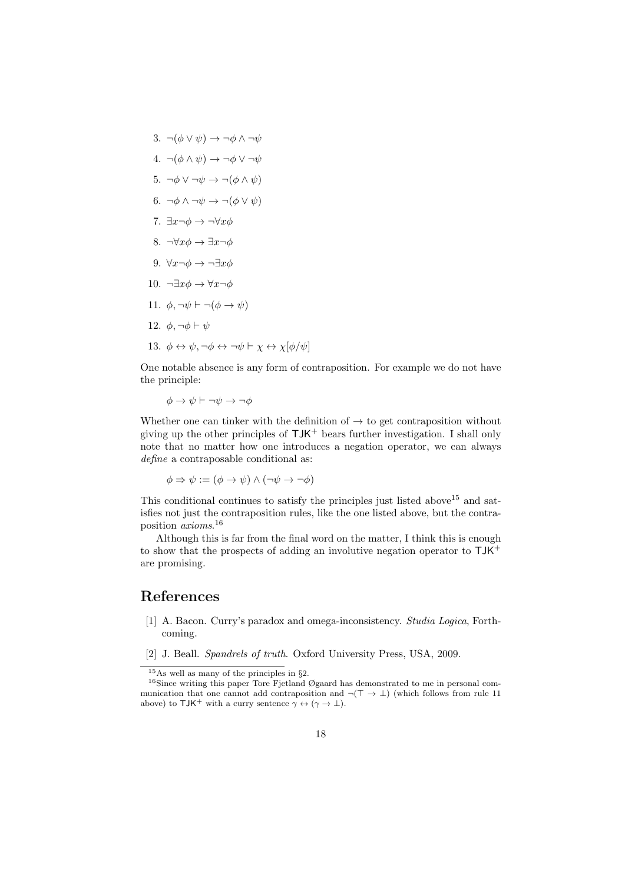3. $\neg(\phi \vee \psi) \rightarrow \neg\phi \wedge \neg\psi$
4. $\neg(\phi \wedge \psi) \rightarrow \neg\phi \vee \neg\psi$
5. $\neg\phi \vee \neg\psi \rightarrow \neg(\phi \wedge \psi)$
6. $\neg\phi \wedge \neg\psi \rightarrow \neg(\phi \vee \psi)$
7. $\exists x \neg\phi \rightarrow \neg\forall x\phi$
8. $\neg\forall x\phi \rightarrow \exists x\neg\phi$
9. $\forall x\neg\phi \rightarrow \neg\exists x\phi$
10. $\neg\exists x\phi \rightarrow \forall x\neg\phi$
11. $\phi, \neg\psi \vdash \neg(\phi \rightarrow \psi)$
12. $\phi, \neg\phi \vdash \psi$
13. $\phi \leftrightarrow \psi, \neg\phi \leftrightarrow \neg\psi \vdash \chi \leftrightarrow \chi[\phi/\psi]$

One notable absence is any form of contraposition. For example we do not have the principle:

$$\phi \rightarrow \psi \vdash \neg\psi \rightarrow \neg\phi$$

Whether one can tinker with the definition of $\rightarrow$ to get contraposition without giving up the other principles of $\mathsf{TJK}^+$ bears further investigation. I shall only note that no matter how one introduces a negation operator, we can always *define* a contraposable conditional as:

$$\phi \Rightarrow \psi := (\phi \rightarrow \psi) \wedge (\neg\psi \rightarrow \neg\phi)$$

This conditional continues to satisfy the principles just listed above[15] and satisfies not just the contraposition rules, like the one listed above, but the contraposition *axioms*.[16]

Although this is far from the final word on the matter, I think this is enough to show that the prospects of adding an involutive negation operator to $\mathsf{TJK}^+$ are promising.

# References

[1] A. Bacon. Curry's paradox and omega-inconsistency. *Studia Logica*, Forthcoming.

[2] J. Beall. *Spandrels of truth*. Oxford University Press, USA, 2009.

[15] As well as many of the principles in §2.

[16] Since writing this paper Tore Fjetland Øgaard has demonstrated to me in personal communication that one cannot add contraposition and $\neg(\top \rightarrow \bot)$ (which follows from rule 11 above) to $\mathsf{TJK}^+$ with a curry sentence $\gamma \leftrightarrow (\gamma \rightarrow \bot)$.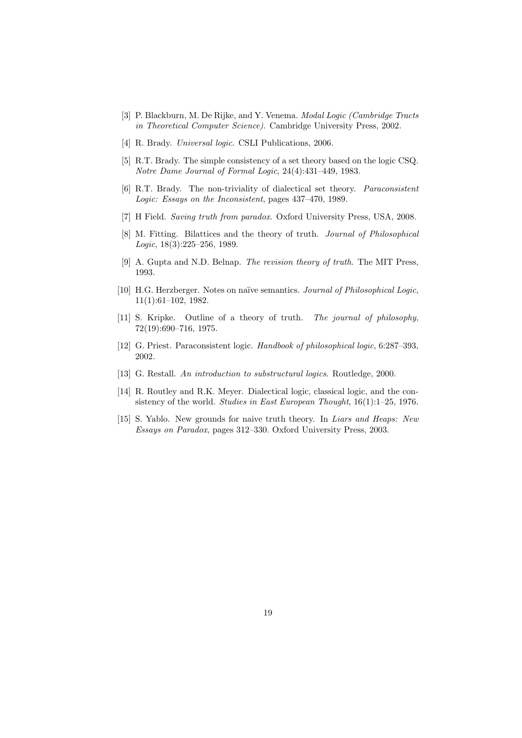[3] P. Blackburn, M. De Rijke, and Y. Venema. *Modal Logic (Cambridge Tracts in Theoretical Computer Science)*. Cambridge University Press, 2002.

[4] R. Brady. *Universal logic*. CSLI Publications, 2006.

[5] R.T. Brady. The simple consistency of a set theory based on the logic CSQ. *Notre Dame Journal of Formal Logic*, 24(4):431–449, 1983.

[6] R.T. Brady. The non-triviality of dialectical set theory. *Paraconsistent Logic: Essays on the Inconsistent*, pages 437–470, 1989.

[7] H Field. *Saving truth from paradox*. Oxford University Press, USA, 2008.

[8] M. Fitting. Bilattices and the theory of truth. *Journal of Philosophical Logic*, 18(3):225–256, 1989.

[9] A. Gupta and N.D. Belnap. *The revision theory of truth*. The MIT Press, 1993.

[10] H.G. Herzberger. Notes on naïve semantics. *Journal of Philosophical Logic*, 11(1):61–102, 1982.

[11] S. Kripke. Outline of a theory of truth. *The journal of philosophy*, 72(19):690–716, 1975.

[12] G. Priest. Paraconsistent logic. *Handbook of philosophical logic*, 6:287–393, 2002.

[13] G. Restall. *An introduction to substructural logics*. Routledge, 2000.

[14] R. Routley and R.K. Meyer. Dialectical logic, classical logic, and the consistency of the world. *Studies in East European Thought*, 16(1):1–25, 1976.

[15] S. Yablo. New grounds for naive truth theory. In *Liars and Heaps: New Essays on Paradox*, pages 312–330. Oxford University Press, 2003.